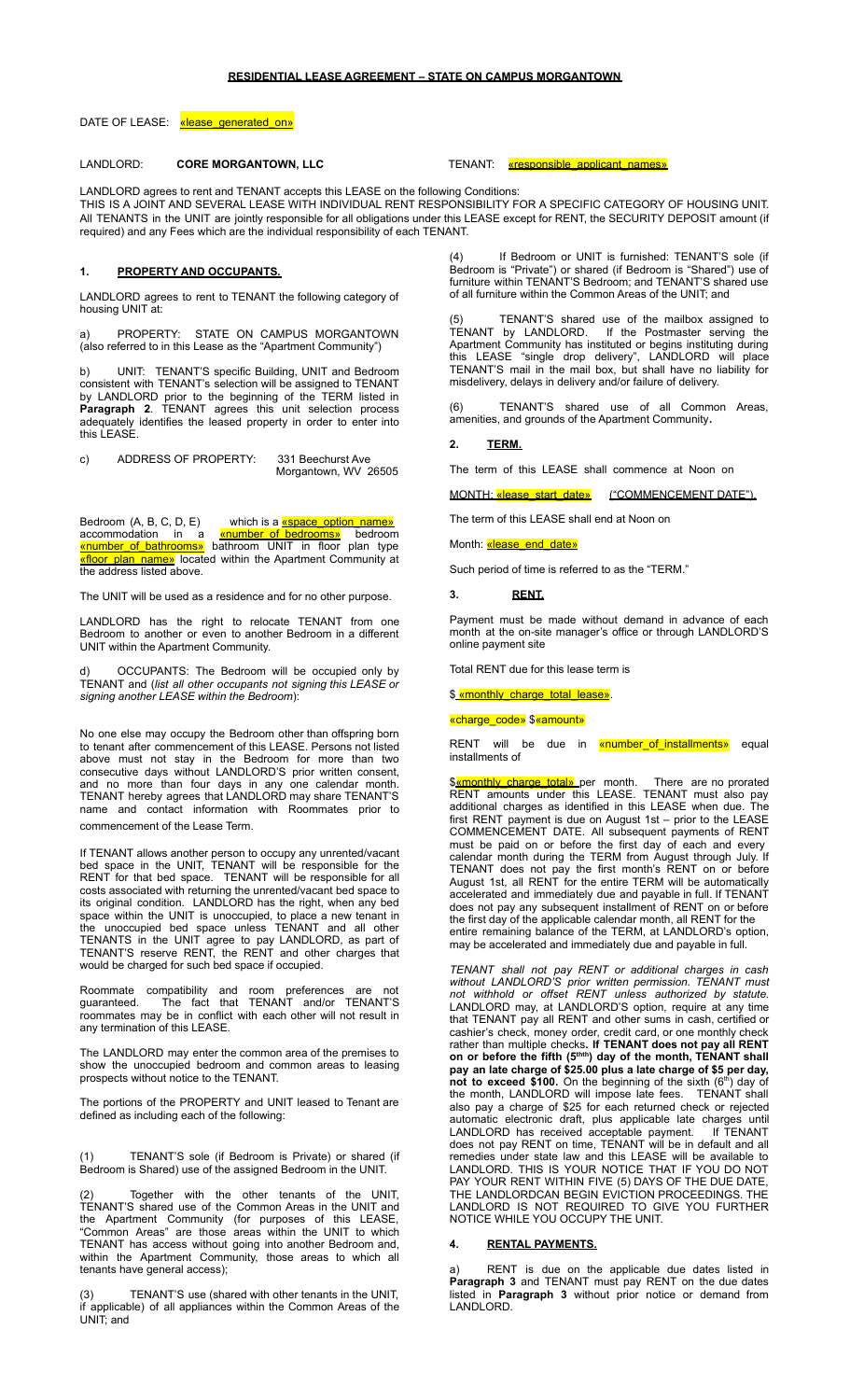# RESIDENTIAL LEASE AGREEMENT – STATE ON CAMPUS MORGANTOWN

DATE OF LEASE: «lease_generated_on»

LANDLORD: **CORE MORGANTOWN, LLC** TENANT: «responsible_applicant_names»

LANDLORD agrees to rent and TENANT accepts this LEASE on the following Conditions:
THIS IS A JOINT AND SEVERAL LEASE WITH INDIVIDUAL RENT RESPONSIBILITY FOR A SPECIFIC CATEGORY OF HOUSING UNIT. All TENANTS in the UNIT are jointly responsible for all obligations under this LEASE except for RENT, the SECURITY DEPOSIT amount (if required) and any Fees which are the individual responsibility of each TENANT.

## 1. PROPERTY AND OCCUPANTS.

LANDLORD agrees to rent to TENANT the following category of housing UNIT at:

a) PROPERTY: STATE ON CAMPUS MORGANTOWN (also referred to in this Lease as the "Apartment Community")

b) UNIT: TENANT'S specific Building, UNIT and Bedroom consistent with TENANT's selection will be assigned to TENANT by LANDLORD prior to the beginning of the TERM listed in **Paragraph 2**. TENANT agrees this unit selection process adequately identifies the leased property in order to enter into this LEASE.

c) ADDRESS OF PROPERTY: 331 Beechurst Ave
Morgantown, WV 26505

Bedroom (A, B, C, D, E) which is a «space_option_name» accommodation in a «number_of_bedrooms» bedroom «number_of_bathrooms» bathroom UNIT in floor plan type «floor_plan_name» located within the Apartment Community at the address listed above.

The UNIT will be used as a residence and for no other purpose.

LANDLORD has the right to relocate TENANT from one Bedroom to another or even to another Bedroom in a different UNIT within the Apartment Community.

d) OCCUPANTS: The Bedroom will be occupied only by TENANT and (*list all other occupants not signing this LEASE or signing another LEASE within the Bedroom*):

No one else may occupy the Bedroom other than offspring born to tenant after commencement of this LEASE. Persons not listed above must not stay in the Bedroom for more than two consecutive days without LANDLORD'S prior written consent, and no more than four days in any one calendar month. TENANT hereby agrees that LANDLORD may share TENANT'S name and contact information with Roommates prior to commencement of the Lease Term.

If TENANT allows another person to occupy any unrented/vacant bed space in the UNIT, TENANT will be responsible for the RENT for that bed space. TENANT will be responsible for all costs associated with returning the unrented/vacant bed space to its original condition. LANDLORD has the right, when any bed space within the UNIT is unoccupied, to place a new tenant in the unoccupied bed space unless TENANT and all other TENANTS in the UNIT agree to pay LANDLORD, as part of TENANT'S reserve RENT, the RENT and other charges that would be charged for such bed space if occupied.

Roommate compatibility and room preferences are not guaranteed. The fact that TENANT and/or TENANT'S roommates may be in conflict with each other will not result in any termination of this LEASE.

The LANDLORD may enter the common area of the premises to show the unoccupied bedroom and common areas to leasing prospects without notice to the TENANT.

The portions of the PROPERTY and UNIT leased to Tenant are defined as including each of the following:

(1) TENANT'S sole (if Bedroom is Private) or shared (if Bedroom is Shared) use of the assigned Bedroom in the UNIT.

(2) Together with the other tenants of the UNIT, TENANT'S shared use of the Common Areas in the UNIT and the Apartment Community (for purposes of this LEASE, "Common Areas" are those areas within the UNIT to which TENANT has access without going into another Bedroom and, within the Apartment Community, those areas to which all tenants have general access);

(3) TENANT'S use (shared with other tenants in the UNIT, if applicable) of all appliances within the Common Areas of the UNIT; and

(4) If Bedroom or UNIT is furnished: TENANT'S sole (if Bedroom is "Private") or shared (if Bedroom is "Shared") use of furniture within TENANT'S Bedroom; and TENANT'S shared use of all furniture within the Common Areas of the UNIT; and

(5) TENANT'S shared use of the mailbox assigned to TENANT by LANDLORD. If the Postmaster serving the Apartment Community has instituted or begins instituting during this LEASE "single drop delivery", LANDLORD will place TENANT'S mail in the mail box, but shall have no liability for misdelivery, delays in delivery and/or failure of delivery.

(6) TENANT'S shared use of all Common Areas, amenities, and grounds of the Apartment Community.

## 2. TERM.

The term of this LEASE shall commence at Noon on

MONTH: «lease_start_date» ("COMMENCEMENT DATE").

The term of this LEASE shall end at Noon on

Month: «lease_end_date»

Such period of time is referred to as the "TERM."

## 3. RENT.

Payment must be made without demand in advance of each month at the on-site manager's office or through LANDLORD'S online payment site

Total RENT due for this lease term is

$ «monthly_charge_total_lease».

«charge_code» $«amount»

RENT will be due in «number_of_installments» equal installments of

$«monthly_charge_total» per month. There are no prorated RENT amounts under this LEASE. TENANT must also pay additional charges as identified in this LEASE when due. The first RENT payment is due on August 1st – prior to the LEASE COMMENCEMENT DATE. All subsequent payments of RENT must be paid on or before the first day of each and every calendar month during the TERM from August through July. If TENANT does not pay the first month's RENT on or before August 1st, all RENT for the entire TERM will be automatically accelerated and immediately due and payable in full. If TENANT does not pay any subsequent installment of RENT on or before the first day of the applicable calendar month, all RENT for the entire remaining balance of the TERM, at LANDLORD's option, may be accelerated and immediately due and payable in full.

*TENANT shall not pay RENT or additional charges in cash without LANDLORD'S prior written permission. TENANT must not withhold or offset RENT unless authorized by statute.* LANDLORD may, at LANDLORD'S option, require at any time that TENANT pay all RENT and other sums in cash, certified or cashier's check, money order, credit card, or one monthly check rather than multiple checks. **If TENANT does not pay all RENT on or before the fifth (5thth) day of the month, TENANT shall pay an late charge of $25.00 plus a late charge of $5 per day, not to exceed $100.** On the beginning of the sixth (6th) day of the month, LANDLORD will impose late fees. TENANT shall also pay a charge of $25 for each returned check or rejected automatic electronic draft, plus applicable late charges until LANDLORD has received acceptable payment. If TENANT does not pay RENT on time, TENANT will be in default and all remedies under state law and this LEASE will be available to LANDLORD. THIS IS YOUR NOTICE THAT IF YOU DO NOT PAY YOUR RENT WITHIN FIVE (5) DAYS OF THE DUE DATE, THE LANDLORDCAN BEGIN EVICTION PROCEEDINGS. THE LANDLORD IS NOT REQUIRED TO GIVE YOU FURTHER NOTICE WHILE YOU OCCUPY THE UNIT.

## 4. RENTAL PAYMENTS.

a) RENT is due on the applicable due dates listed in **Paragraph 3** and TENANT must pay RENT on the due dates listed in **Paragraph 3** without prior notice or demand from LANDLORD.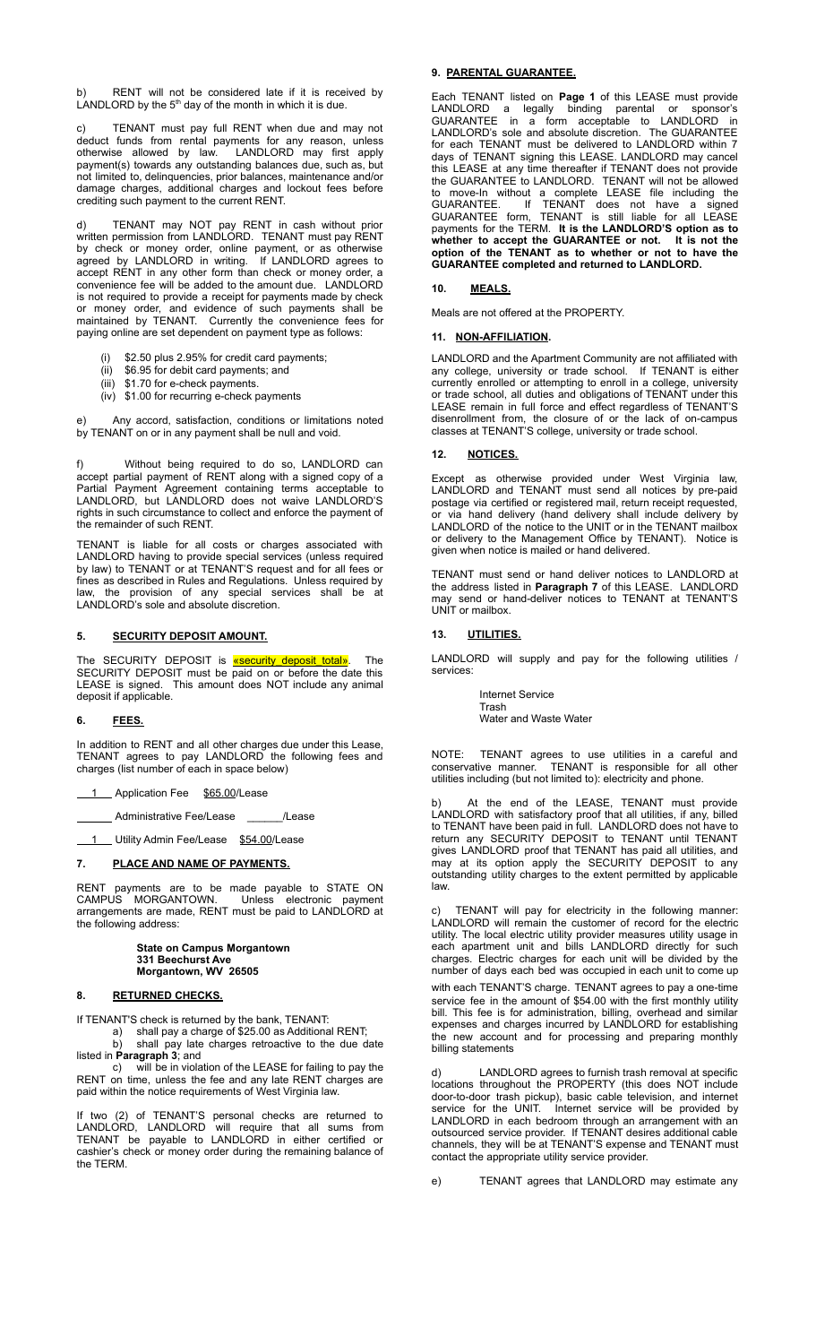b) RENT will not be considered late if it is received by LANDLORD by the 5th day of the month in which it is due.

c) TENANT must pay full RENT when due and may not deduct funds from rental payments for any reason, unless otherwise allowed by law. LANDLORD may first apply payment(s) towards any outstanding balances due, such as, but not limited to, delinquencies, prior balances, maintenance and/or damage charges, additional charges and lockout fees before crediting such payment to the current RENT.

d) TENANT may NOT pay RENT in cash without prior written permission from LANDLORD. TENANT must pay RENT by check or money order, online payment, or as otherwise agreed by LANDLORD in writing. If LANDLORD agrees to accept RENT in any other form than check or money order, a convenience fee will be added to the amount due. LANDLORD is not required to provide a receipt for payments made by check or money order, and evidence of such payments shall be maintained by TENANT. Currently the convenience fees for paying online are set dependent on payment type as follows:

- (i) $2.50 plus 2.95% for credit card payments;
- (ii) $6.95 for debit card payments; and
- (iii) $1.70 for e-check payments.
- (iv) $1.00 for recurring e-check payments

e) Any accord, satisfaction, conditions or limitations noted by TENANT on or in any payment shall be null and void.

f) Without being required to do so, LANDLORD can accept partial payment of RENT along with a signed copy of a Partial Payment Agreement containing terms acceptable to LANDLORD, but LANDLORD does not waive LANDLORD'S rights in such circumstance to collect and enforce the payment of the remainder of such RENT.

TENANT is liable for all costs or charges associated with LANDLORD having to provide special services (unless required by law) to TENANT or at TENANT'S request and for all fees or fines as described in Rules and Regulations. Unless required by law, the provision of any special services shall be at LANDLORD's sole and absolute discretion.

## 5. SECURITY DEPOSIT AMOUNT.

The SECURITY DEPOSIT is «security_deposit_total». The SECURITY DEPOSIT must be paid on or before the date this LEASE is signed. This amount does NOT include any animal deposit if applicable.

## 6. FEES.

In addition to RENT and all other charges due under this Lease, TENANT agrees to pay LANDLORD the following fees and charges (list number of each in space below)

__1__ Application Fee $65.00/Lease

______ Administrative Fee/Lease ______/Lease

__1__ Utility Admin Fee/Lease $54.00/Lease

## 7. PLACE AND NAME OF PAYMENTS.

RENT payments are to be made payable to STATE ON CAMPUS MORGANTOWN. Unless electronic payment arrangements are made, RENT must be paid to LANDLORD at the following address:

**State on Campus Morgantown**
**331 Beechurst Ave**
**Morgantown, WV 26505**

## 8. RETURNED CHECKS.

If TENANT'S check is returned by the bank, TENANT:

a) shall pay a charge of $25.00 as Additional RENT;

b) shall pay late charges retroactive to the due date listed in **Paragraph 3**; and

c) will be in violation of the LEASE for failing to pay the RENT on time, unless the fee and any late RENT charges are paid within the notice requirements of West Virginia law.

If two (2) of TENANT'S personal checks are returned to LANDLORD, LANDLORD will require that all sums from TENANT be payable to LANDLORD in either certified or cashier's check or money order during the remaining balance of the TERM.

## 9. PARENTAL GUARANTEE.

Each TENANT listed on **Page 1** of this LEASE must provide LANDLORD a legally binding parental or sponsor's GUARANTEE in a form acceptable to LANDLORD in LANDLORD's sole and absolute discretion. The GUARANTEE for each TENANT must be delivered to LANDLORD within 7 days of TENANT signing this LEASE. LANDLORD may cancel this LEASE at any time thereafter if TENANT does not provide the GUARANTEE to LANDLORD. TENANT will not be allowed to move-In without a complete LEASE file including the GUARANTEE. If TENANT does not have a signed GUARANTEE form, TENANT is still liable for all LEASE payments for the TERM. **It is the LANDLORD'S option as to whether to accept the GUARANTEE or not. It is not the option of the TENANT as to whether or not to have the GUARANTEE completed and returned to LANDLORD.**

## 10. MEALS.

Meals are not offered at the PROPERTY.

## 11. NON-AFFILIATION.

LANDLORD and the Apartment Community are not affiliated with any college, university or trade school. If TENANT is either currently enrolled or attempting to enroll in a college, university or trade school, all duties and obligations of TENANT under this LEASE remain in full force and effect regardless of TENANT'S disenrollment from, the closure of or the lack of on-campus classes at TENANT'S college, university or trade school.

## 12. NOTICES.

Except as otherwise provided under West Virginia law, LANDLORD and TENANT must send all notices by pre-paid postage via certified or registered mail, return receipt requested, or via hand delivery (hand delivery shall include delivery by LANDLORD of the notice to the UNIT or in the TENANT mailbox or delivery to the Management Office by TENANT). Notice is given when notice is mailed or hand delivered.

TENANT must send or hand deliver notices to LANDLORD at the address listed in **Paragraph 7** of this LEASE. LANDLORD may send or hand-deliver notices to TENANT at TENANT'S UNIT or mailbox.

## 13. UTILITIES.

LANDLORD will supply and pay for the following utilities / services:

Internet Service
Trash
Water and Waste Water

NOTE: TENANT agrees to use utilities in a careful and conservative manner. TENANT is responsible for all other utilities including (but not limited to): electricity and phone.

b) At the end of the LEASE, TENANT must provide LANDLORD with satisfactory proof that all utilities, if any, billed to TENANT have been paid in full. LANDLORD does not have to return any SECURITY DEPOSIT to TENANT until TENANT gives LANDLORD proof that TENANT has paid all utilities, and may at its option apply the SECURITY DEPOSIT to any outstanding utility charges to the extent permitted by applicable law.

c) TENANT will pay for electricity in the following manner: LANDLORD will remain the customer of record for the electric utility. The local electric utility provider measures utility usage in each apartment unit and bills LANDLORD directly for such charges. Electric charges for each unit will be divided by the number of days each bed was occupied in each unit to come up with each TENANT'S charge. TENANT agrees to pay a one-time service fee in the amount of $54.00 with the first monthly utility bill. This fee is for administration, billing, overhead and similar expenses and charges incurred by LANDLORD for establishing the new account and for processing and preparing monthly billing statements

d) LANDLORD agrees to furnish trash removal at specific locations throughout the PROPERTY (this does NOT include door-to-door trash pickup), basic cable television, and internet service for the UNIT. Internet service will be provided by LANDLORD in each bedroom through an arrangement with an outsourced service provider. If TENANT desires additional cable channels, they will be at TENANT'S expense and TENANT must contact the appropriate utility service provider.

e) TENANT agrees that LANDLORD may estimate any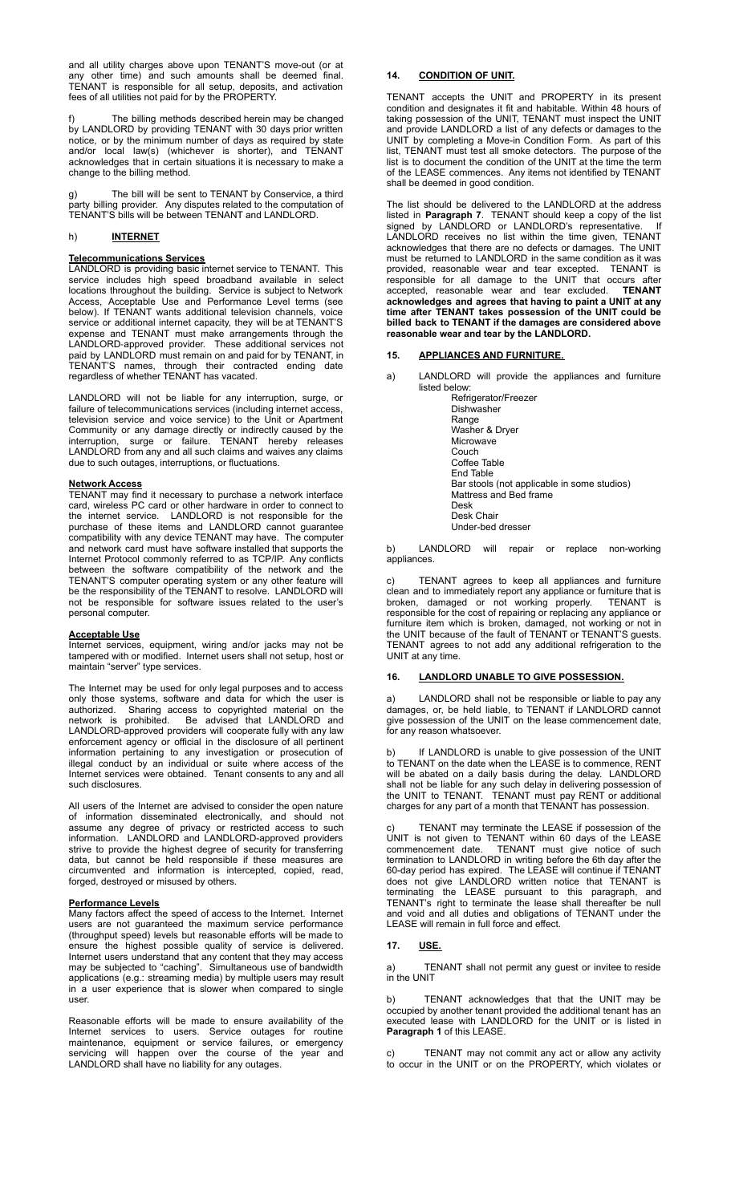and all utility charges above upon TENANT'S move-out (or at any other time) and such amounts shall be deemed final. TENANT is responsible for all setup, deposits, and activation fees of all utilities not paid for by the PROPERTY.

f) The billing methods described herein may be changed by LANDLORD by providing TENANT with 30 days prior written notice, or by the minimum number of days as required by state and/or local law(s) (whichever is shorter), and TENANT acknowledges that in certain situations it is necessary to make a change to the billing method.

g) The bill will be sent to TENANT by Conservice, a third party billing provider. Any disputes related to the computation of TENANT'S bills will be between TENANT and LANDLORD.

h) **INTERNET**

**Telecommunications Services**
LANDLORD is providing basic internet service to TENANT. This service includes high speed broadband available in select locations throughout the building. Service is subject to Network Access, Acceptable Use and Performance Level terms (see below). If TENANT wants additional television channels, voice service or additional internet capacity, they will be at TENANT'S expense and TENANT must make arrangements through the LANDLORD-approved provider. These additional services not paid by LANDLORD must remain on and paid for by TENANT, in TENANT'S names, through their contracted ending date regardless of whether TENANT has vacated.

LANDLORD will not be liable for any interruption, surge, or failure of telecommunications services (including internet access, television service and voice service) to the Unit or Apartment Community or any damage directly or indirectly caused by the interruption, surge or failure. TENANT hereby releases LANDLORD from any and all such claims and waives any claims due to such outages, interruptions, or fluctuations.

**Network Access**
TENANT may find it necessary to purchase a network interface card, wireless PC card or other hardware in order to connect to the internet service. LANDLORD is not responsible for the purchase of these items and LANDLORD cannot guarantee compatibility with any device TENANT may have. The computer and network card must have software installed that supports the Internet Protocol commonly referred to as TCP/IP. Any conflicts between the software compatibility of the network and the TENANT'S computer operating system or any other feature will be the responsibility of the TENANT to resolve. LANDLORD will not be responsible for software issues related to the user's personal computer.

**Acceptable Use**
Internet services, equipment, wiring and/or jacks may not be tampered with or modified. Internet users shall not setup, host or maintain "server" type services.

The Internet may be used for only legal purposes and to access only those systems, software and data for which the user is authorized. Sharing access to copyrighted material on the network is prohibited. Be advised that LANDLORD and LANDLORD-approved providers will cooperate fully with any law enforcement agency or official in the disclosure of all pertinent information pertaining to any investigation or prosecution of illegal conduct by an individual or suite where access of the Internet services were obtained. Tenant consents to any and all such disclosures.

All users of the Internet are advised to consider the open nature of information disseminated electronically, and should not assume any degree of privacy or restricted access to such information. LANDLORD and LANDLORD-approved providers strive to provide the highest degree of security for transferring data, but cannot be held responsible if these measures are circumvented and information is intercepted, copied, read, forged, destroyed or misused by others.

**Performance Levels**
Many factors affect the speed of access to the Internet. Internet users are not guaranteed the maximum service performance (throughput speed) levels but reasonable efforts will be made to ensure the highest possible quality of service is delivered. Internet users understand that any content that they may access may be subjected to "caching". Simultaneous use of bandwidth applications (e.g.: streaming media) by multiple users may result in a user experience that is slower when compared to single user.

Reasonable efforts will be made to ensure availability of the Internet services to users. Service outages for routine maintenance, equipment or service failures, or emergency servicing will happen over the course of the year and LANDLORD shall have no liability for any outages.

## 14. CONDITION OF UNIT.

TENANT accepts the UNIT and PROPERTY in its present condition and designates it fit and habitable. Within 48 hours of taking possession of the UNIT, TENANT must inspect the UNIT and provide LANDLORD a list of any defects or damages to the UNIT by completing a Move-in Condition Form. As part of this list, TENANT must test all smoke detectors. The purpose of the list is to document the condition of the UNIT at the time the term of the LEASE commences. Any items not identified by TENANT shall be deemed in good condition.

The list should be delivered to the LANDLORD at the address listed in **Paragraph 7**. TENANT should keep a copy of the list signed by LANDLORD or LANDLORD's representative. If LANDLORD receives no list within the time given, TENANT acknowledges that there are no defects or damages. The UNIT must be returned to LANDLORD in the same condition as it was provided, reasonable wear and tear excepted. TENANT is responsible for all damage to the UNIT that occurs after accepted, reasonable wear and tear excluded. **TENANT acknowledges and agrees that having to paint a UNIT at any time after TENANT takes possession of the UNIT could be billed back to TENANT if the damages are considered above reasonable wear and tear by the LANDLORD.**

## 15. APPLIANCES AND FURNITURE.

a) LANDLORD will provide the appliances and furniture listed below:

- Refrigerator/Freezer
- Dishwasher
- Range
- Washer & Dryer
- Microwave
- Couch
- Coffee Table
- End Table
- Bar stools (not applicable in some studios)
- Mattress and Bed frame
- Desk
- Desk Chair
- Under-bed dresser

b) LANDLORD will repair or replace non-working appliances.

c) TENANT agrees to keep all appliances and furniture clean and to immediately report any appliance or furniture that is broken, damaged or not working properly. TENANT is responsible for the cost of repairing or replacing any appliance or furniture item which is broken, damaged, not working or not in the UNIT because of the fault of TENANT or TENANT'S guests. TENANT agrees to not add any additional refrigeration to the UNIT at any time.

## 16. LANDLORD UNABLE TO GIVE POSSESSION.

a) LANDLORD shall not be responsible or liable to pay any damages, or, be held liable, to TENANT if LANDLORD cannot give possession of the UNIT on the lease commencement date, for any reason whatsoever.

b) If LANDLORD is unable to give possession of the UNIT to TENANT on the date when the LEASE is to commence, RENT will be abated on a daily basis during the delay. LANDLORD shall not be liable for any such delay in delivering possession of the UNIT to TENANT. TENANT must pay RENT or additional charges for any part of a month that TENANT has possession.

c) TENANT may terminate the LEASE if possession of the UNIT is not given to TENANT within 60 days of the LEASE commencement date. TENANT must give notice of such termination to LANDLORD in writing before the 6th day after the 60-day period has expired. The LEASE will continue if TENANT does not give LANDLORD written notice that TENANT is terminating the LEASE pursuant to this paragraph, and TENANT's right to terminate the lease shall thereafter be null and void and all duties and obligations of TENANT under the LEASE will remain in full force and effect.

## 17. USE.

a) TENANT shall not permit any guest or invitee to reside in the UNIT

b) TENANT acknowledges that that the UNIT may be occupied by another tenant provided the additional tenant has an executed lease with LANDLORD for the UNIT or is listed in **Paragraph 1** of this LEASE.

c) TENANT may not commit any act or allow any activity to occur in the UNIT or on the PROPERTY, which violates or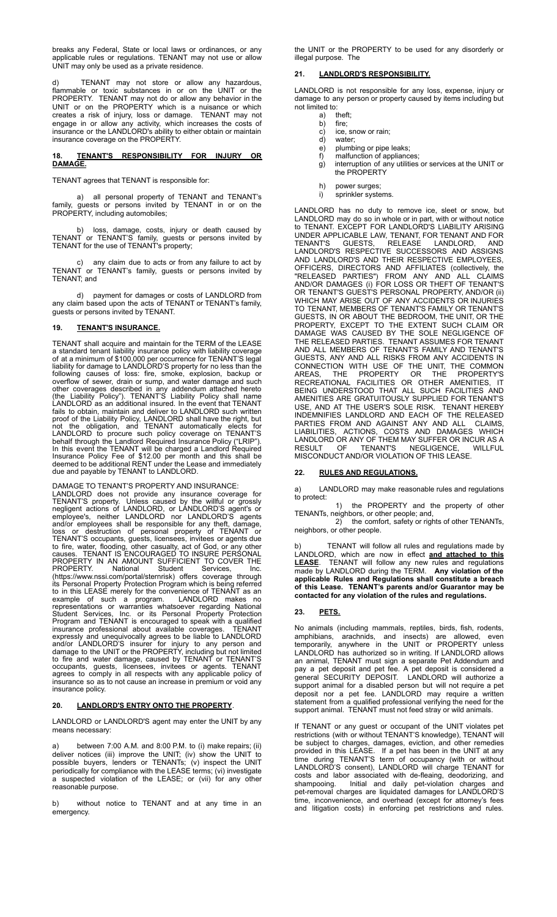breaks any Federal, State or local laws or ordinances, or any applicable rules or regulations. TENANT may not use or allow UNIT may only be used as a private residence.

d) TENANT may not store or allow any hazardous, flammable or toxic substances in or on the UNIT or the PROPERTY. TENANT may not do or allow any behavior in the UNIT or on the PROPERTY which is a nuisance or which creates a risk of injury, loss or damage. TENANT may not engage in or allow any activity, which increases the costs of insurance or the LANDLORD's ability to either obtain or maintain insurance coverage on the PROPERTY.

## 18. TENANT'S RESPONSIBILITY FOR INJURY OR DAMAGE.

TENANT agrees that TENANT is responsible for:

a) all personal property of TENANT and TENANT's family, guests or persons invited by TENANT in or on the PROPERTY, including automobiles;

b) loss, damage, costs, injury or death caused by TENANT or TENANT'S family, guests or persons invited by TENANT for the use of TENANT's property;

c) any claim due to acts or from any failure to act by TENANT or TENANT's family, guests or persons invited by TENANT; and

d) payment for damages or costs of LANDLORD from any claim based upon the acts of TENANT or TENANT's family, guests or persons invited by TENANT.

## 19. TENANT'S INSURANCE.

TENANT shall acquire and maintain for the TERM of the LEASE a standard tenant liability insurance policy with liability coverage of at a minimum of $100,000 per occurrence for TENANT'S legal liability for damage to LANDLORD'S property for no less than the following causes of loss: fire, smoke, explosion, backup or overflow of sewer, drain or sump, and water damage and such other coverages described in any addendum attached hereto (the Liability Policy"). TENANT'S Liability Policy shall name LANDLORD as an additional insured. In the event that TENANT fails to obtain, maintain and deliver to LANDLORD such written proof of the Liability Policy, LANDLORD shall have the right, but not the obligation, and TENANT automatically elects for LANDLORD to procure such policy coverage on TENANT'S behalf through the Landlord Required Insurance Policy ("LRIP"). In this event the TENANT will be charged a Landlord Required Insurance Policy Fee of $12.00 per month and this shall be deemed to be additional RENT under the Lease and immediately due and payable by TENANT to LANDLORD.

DAMAGE TO TENANT'S PROPERTY AND INSURANCE:
LANDLORD does not provide any insurance coverage for TENANT'S property. Unless caused by the willful or grossly negligent actions of LANDLORD, or LANDLORD'S agent's or employee's, neither LANDLORD nor LANDLORD'S agents and/or employees shall be responsible for any theft, damage, loss or destruction of personal property of TENANT or TENANT'S occupants, guests, licensees, invitees or agents due to fire, water, flooding, other casualty, act of God, or any other causes. TENANT IS ENCOURAGED TO INSURE PERSONAL PROPERTY IN AN AMOUNT SUFFICIENT TO COVER THE PROPERTY. National Student Services, Inc. (https://www.nssi.com/portal/sternrisk) offers coverage through its Personal Property Protection Program which is being referred to in this LEASE merely for the convenience of TENANT as an example of such a program. LANDLORD makes no representations or warranties whatsoever regarding National Student Services, Inc. or its Personal Property Protection Program and TENANT is encouraged to speak with a qualified insurance professional about available coverages. TENANT expressly and unequivocally agrees to be liable to LANDLORD and/or LANDLORD'S insurer for injury to any person and damage to the UNIT or the PROPERTY, including but not limited to fire and water damage, caused by TENANT or TENANT'S occupants, guests, licensees, invitees or agents. TENANT agrees to comply in all respects with any applicable policy of insurance so as to not cause an increase in premium or void any insurance policy.

## 20. LANDLORD'S ENTRY ONTO THE PROPERTY.

LANDLORD or LANDLORD'S agent may enter the UNIT by any means necessary:

a) between 7:00 A.M. and 8:00 P.M. to (i) make repairs; (ii) deliver notices (iii) improve the UNIT; (iv) show the UNIT to possible buyers, lenders or TENANTs; (v) inspect the UNIT periodically for compliance with the LEASE terms; (vi) investigate a suspected violation of the LEASE; or (vii) for any other reasonable purpose.

b) without notice to TENANT and at any time in an emergency.

the UNIT or the PROPERTY to be used for any disorderly or illegal purpose. The

## 21. LANDLORD'S RESPONSIBILITY.

LANDLORD is not responsible for any loss, expense, injury or damage to any person or property caused by items including but not limited to:

a) theft;
b) fire;
c) ice, snow or rain;
d) water;
e) plumbing or pipe leaks;
f) malfunction of appliances;
g) interruption of any utilities or services at the UNIT or the PROPERTY
h) power surges;
i) sprinkler systems.

LANDLORD has no duty to remove ice, sleet or snow, but LANDLORD may do so in whole or in part, with or without notice to TENANT. EXCEPT FOR LANDLORD'S LIABILITY ARISING UNDER APPLICABLE LAW, TENANT, FOR TENANT AND FOR TENANT'S GUESTS, RELEASE LANDLORD, AND LANDLORD'S RESPECTIVE SUCCESSORS AND ASSIGNS AND LANDLORD'S AND THEIR RESPECTIVE EMPLOYEES, OFFICERS, DIRECTORS AND AFFILIATES (collectively, the "RELEASED PARTIES") FROM ANY AND ALL CLAIMS AND/OR DAMAGES (i) FOR LOSS OR THEFT OF TENANT'S OR TENANT'S GUEST'S PERSONAL PROPERTY, AND/OR (ii) WHICH MAY ARISE OUT OF ANY ACCIDENTS OR INJURIES TO TENANT, MEMBERS OF TENANT'S FAMILY OR TENANT'S GUESTS, IN OR ABOUT THE BEDROOM, THE UNIT, OR THE PROPERTY, EXCEPT TO THE EXTENT SUCH CLAIM OR DAMAGE WAS CAUSED BY THE SOLE NEGLIGENCE OF THE RELEASED PARTIES. TENANT ASSUMES FOR TENANT AND ALL MEMBERS OF TENANT'S FAMILY AND TENANT'S GUESTS, ANY AND ALL RISKS FROM ANY ACCIDENTS IN CONNECTION WITH USE OF THE UNIT, THE COMMON AREAS, THE PROPERTY OR THE PROPERTY'S RECREATIONAL FACILITIES OR OTHER AMENITIES, IT BEING UNDERSTOOD THAT ALL SUCH FACILITIES AND AMENITIES ARE GRATUITOUSLY SUPPLIED FOR TENANT'S USE, AND AT THE USER'S SOLE RISK. TENANT HEREBY INDEMNIFIES LANDLORD AND EACH OF THE RELEASED PARTIES FROM AND AGAINST ANY AND ALL CLAIMS, LIABILITIES, ACTIONS, COSTS AND DAMAGES WHICH LANDLORD OR ANY OF THEM MAY SUFFER OR INCUR AS A RESULT OF TENANT'S NEGLIGENCE, WILLFUL MISCONDUCT AND/OR VIOLATION OF THIS LEASE.

## 22. RULES AND REGULATIONS.

a) LANDLORD may make reasonable rules and regulations to protect:

1) the PROPERTY and the property of other TENANTs, neighbors, or other people; and,
2) the comfort, safety or rights of other TENANTs, neighbors, or other people.

b) TENANT will follow all rules and regulations made by LANDLORD, which are now in effect **and attached to this LEASE**. TENANT will follow any new rules and regulations made by LANDLORD during the TERM. **Any violation of the applicable Rules and Regulations shall constitute a breach of this Lease. TENANT's parents and/or Guarantor may be contacted for any violation of the rules and regulations.**

## 23. PETS.

No animals (including mammals, reptiles, birds, fish, rodents, amphibians, arachnids, and insects) are allowed, even temporarily, anywhere in the UNIT or PROPERTY unless LANDLORD has authorized so in writing. If LANDLORD allows an animal, TENANT must sign a separate Pet Addendum and pay a pet deposit and pet fee. A pet deposit is considered a general SECURITY DEPOSIT. LANDLORD will authorize a support animal for a disabled person but will not require a pet deposit nor a pet fee. LANDLORD may require a written statement from a qualified professional verifying the need for the support animal. TENANT must not feed stray or wild animals.

If TENANT or any guest or occupant of the UNIT violates pet restrictions (with or without TENANT'S knowledge), TENANT will be subject to charges, damages, eviction, and other remedies provided in this LEASE. If a pet has been in the UNIT at any time during TENANT'S term of occupancy (with or without LANDLORD'S consent), LANDLORD will charge TENANT for costs and labor associated with de-fleaing, deodorizing, and shampooing. Initial and daily pet-violation charges and pet-removal charges are liquidated damages for LANDLORD'S time, inconvenience, and overhead (except for attorney's fees and litigation costs) in enforcing pet restrictions and rules.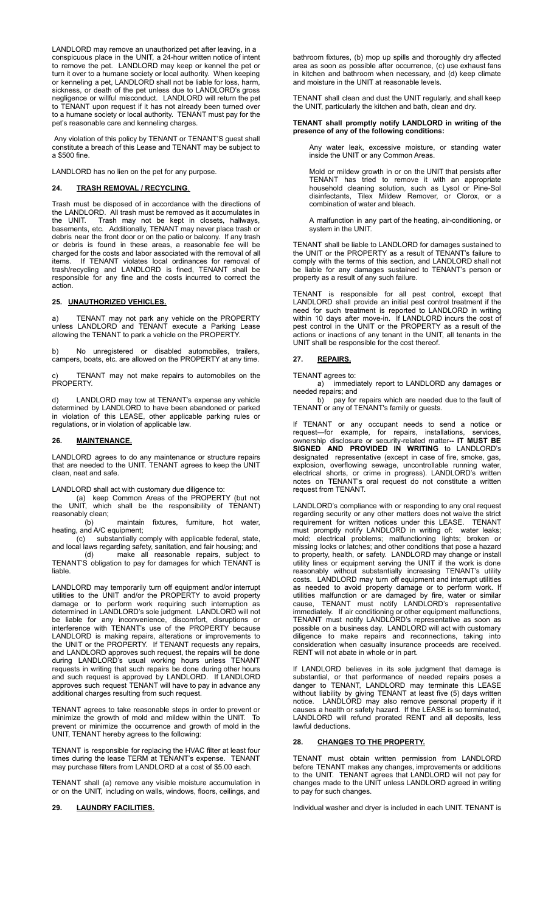LANDLORD may remove an unauthorized pet after leaving, in a conspicuous place in the UNIT, a 24-hour written notice of intent to remove the pet. LANDLORD may keep or kennel the pet or turn it over to a humane society or local authority. When keeping or kenneling a pet, LANDLORD shall not be liable for loss, harm, sickness, or death of the pet unless due to LANDLORD's gross negligence or willful misconduct. LANDLORD will return the pet to TENANT upon request if it has not already been turned over to a humane society or local authority. TENANT must pay for the pet's reasonable care and kenneling charges.

Any violation of this policy by TENANT or TENANT'S guest shall constitute a breach of this Lease and TENANT may be subject to a $500 fine.

LANDLORD has no lien on the pet for any purpose.

## 24. TRASH REMOVAL / RECYCLING.

Trash must be disposed of in accordance with the directions of the LANDLORD. All trash must be removed as it accumulates in the UNIT. Trash may not be kept in closets, hallways, basements, etc. Additionally, TENANT may never place trash or debris near the front door or on the patio or balcony. If any trash or debris is found in these areas, a reasonable fee will be charged for the costs and labor associated with the removal of all items. If TENANT violates local ordinances for removal of trash/recycling and LANDLORD is fined, TENANT shall be responsible for any fine and the costs incurred to correct the action.

## 25. UNAUTHORIZED VEHICLES.

a) TENANT may not park any vehicle on the PROPERTY unless LANDLORD and TENANT execute a Parking Lease allowing the TENANT to park a vehicle on the PROPERTY.

b) No unregistered or disabled automobiles, trailers, campers, boats, etc. are allowed on the PROPERTY at any time.

c) TENANT may not make repairs to automobiles on the PROPERTY.

d) LANDLORD may tow at TENANT's expense any vehicle determined by LANDLORD to have been abandoned or parked in violation of this LEASE, other applicable parking rules or regulations, or in violation of applicable law.

## 26. MAINTENANCE.

LANDLORD agrees to do any maintenance or structure repairs that are needed to the UNIT. TENANT agrees to keep the UNIT clean, neat and safe.

LANDLORD shall act with customary due diligence to:

(a) keep Common Areas of the PROPERTY (but not the UNIT, which shall be the responsibility of TENANT) reasonably clean;

(b) maintain fixtures, furniture, hot water, heating, and A/C equipment;

(c) substantially comply with applicable federal, state, and local laws regarding safety, sanitation, and fair housing; and

(d) make all reasonable repairs, subject to TENANT'S obligation to pay for damages for which TENANT is liable.

LANDLORD may temporarily turn off equipment and/or interrupt utilities to the UNIT and/or the PROPERTY to avoid property damage or to perform work requiring such interruption as determined in LANDLORD's sole judgment. LANDLORD will not be liable for any inconvenience, discomfort, disruptions or interference with TENANT's use of the PROPERTY because LANDLORD is making repairs, alterations or improvements to the UNIT or the PROPERTY. If TENANT requests any repairs, and LANDLORD approves such request, the repairs will be done during LANDLORD's usual working hours unless TENANT requests in writing that such repairs be done during other hours and such request is approved by LANDLORD. If LANDLORD approves such request TENANT will have to pay in advance any additional charges resulting from such request.

TENANT agrees to take reasonable steps in order to prevent or minimize the growth of mold and mildew within the UNIT. To prevent or minimize the occurrence and growth of mold in the UNIT, TENANT hereby agrees to the following:

TENANT is responsible for replacing the HVAC filter at least four times during the lease TERM at TENANT's expense. TENANT may purchase filters from LANDLORD at a cost of $5.00 each.

TENANT shall (a) remove any visible moisture accumulation in or on the UNIT, including on walls, windows, floors, ceilings, and bathroom fixtures, (b) mop up spills and thoroughly dry affected area as soon as possible after occurrence, (c) use exhaust fans in kitchen and bathroom when necessary, and (d) keep climate and moisture in the UNIT at reasonable levels.

TENANT shall clean and dust the UNIT regularly, and shall keep the UNIT, particularly the kitchen and bath, clean and dry.

**TENANT shall promptly notify LANDLORD in writing of the presence of any of the following conditions:**

Any water leak, excessive moisture, or standing water inside the UNIT or any Common Areas.

Mold or mildew growth in or on the UNIT that persists after TENANT has tried to remove it with an appropriate household cleaning solution, such as Lysol or Pine-Sol disinfectants, Tilex Mildew Remover, or Clorox, or a combination of water and bleach.

A malfunction in any part of the heating, air-conditioning, or system in the UNIT.

TENANT shall be liable to LANDLORD for damages sustained to the UNIT or the PROPERTY as a result of TENANT's failure to comply with the terms of this section, and LANDLORD shall not be liable for any damages sustained to TENANT's person or property as a result of any such failure.

TENANT is responsible for all pest control, except that LANDLORD shall provide an initial pest control treatment if the need for such treatment is reported to LANDLORD in writing within 10 days after move-in. If LANDLORD incurs the cost of pest control in the UNIT or the PROPERTY as a result of the actions or inactions of any tenant in the UNIT, all tenants in the UNIT shall be responsible for the cost thereof.

## 27. REPAIRS.

TENANT agrees to:

a) immediately report to LANDLORD any damages or needed repairs; and

b) pay for repairs which are needed due to the fault of TENANT or any of TENANT's family or guests.

If TENANT or any occupant needs to send a notice or request—for example, for repairs, installations, services, ownership disclosure or security-related matter**-- IT MUST BE SIGNED AND PROVIDED IN WRITING** to LANDLORD's designated representative (except in case of fire, smoke, gas, explosion, overflowing sewage, uncontrollable running water, electrical shorts, or crime in progress). LANDLORD's written notes on TENANT's oral request do not constitute a written request from TENANT.

LANDLORD's compliance with or responding to any oral request regarding security or any other matters does not waive the strict requirement for written notices under this LEASE. TENANT must promptly notify LANDLORD in writing of: water leaks; mold; electrical problems; malfunctioning lights; broken or missing locks or latches; and other conditions that pose a hazard to property, health, or safety. LANDLORD may change or install utility lines or equipment serving the UNIT if the work is done reasonably without substantially increasing TENANT's utility costs. LANDLORD may turn off equipment and interrupt utilities as needed to avoid property damage or to perform work. If utilities malfunction or are damaged by fire, water or similar cause, TENANT must notify LANDLORD's representative immediately. If air conditioning or other equipment malfunctions, TENANT must notify LANDLORD's representative as soon as possible on a business day. LANDLORD will act with customary diligence to make repairs and reconnections, taking into consideration when casualty insurance proceeds are received. RENT will not abate in whole or in part.

If LANDLORD believes in its sole judgment that damage is substantial, or that performance of needed repairs poses a danger to TENANT, LANDLORD may terminate this LEASE without liability by giving TENANT at least five (5) days written notice. LANDLORD may also remove personal property if it causes a health or safety hazard. If the LEASE is so terminated, LANDLORD will refund prorated RENT and all deposits, less lawful deductions.

## 28. CHANGES TO THE PROPERTY.

TENANT must obtain written permission from LANDLORD before TENANT makes any changes, improvements or additions to the UNIT. TENANT agrees that LANDLORD will not pay for changes made to the UNIT unless LANDLORD agreed in writing to pay for such changes.

## 29. LAUNDRY FACILITIES.

Individual washer and dryer is included in each UNIT. TENANT is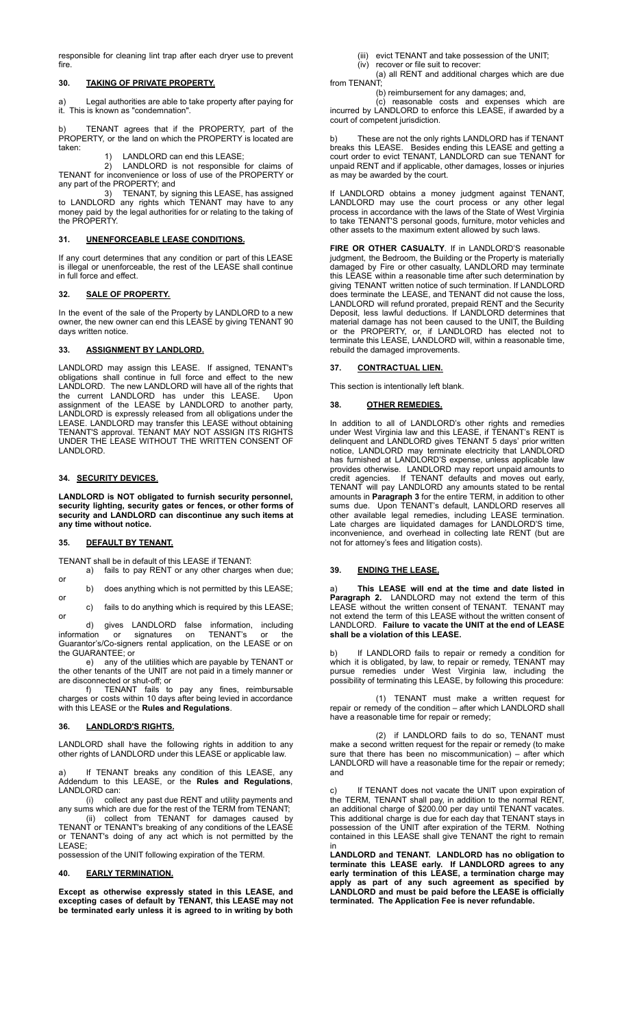responsible for cleaning lint trap after each dryer use to prevent fire.

## 30. TAKING OF PRIVATE PROPERTY.

a) Legal authorities are able to take property after paying for it. This is known as "condemnation".

b) TENANT agrees that if the PROPERTY, part of the PROPERTY, or the land on which the PROPERTY is located are taken:

1) LANDLORD can end this LEASE;

2) LANDLORD is not responsible for claims of TENANT for inconvenience or loss of use of the PROPERTY or any part of the PROPERTY; and

3) TENANT, by signing this LEASE, has assigned to LANDLORD any rights which TENANT may have to any money paid by the legal authorities for or relating to the taking of the PROPERTY.

## 31. UNENFORCEABLE LEASE CONDITIONS.

If any court determines that any condition or part of this LEASE is illegal or unenforceable, the rest of the LEASE shall continue in full force and effect.

## 32. SALE OF PROPERTY.

In the event of the sale of the Property by LANDLORD to a new owner, the new owner can end this LEASE by giving TENANT 90 days written notice.

## 33. ASSIGNMENT BY LANDLORD.

LANDLORD may assign this LEASE. If assigned, TENANT's obligations shall continue in full force and effect to the new LANDLORD. The new LANDLORD will have all of the rights that the current LANDLORD has under this LEASE. Upon assignment of the LEASE by LANDLORD to another party, LANDLORD is expressly released from all obligations under the LEASE. LANDLORD may transfer this LEASE without obtaining TENANT'S approval. TENANT MAY NOT ASSIGN ITS RIGHTS UNDER THE LEASE WITHOUT THE WRITTEN CONSENT OF LANDLORD.

## 34. SECURITY DEVICES.

**LANDLORD is NOT obligated to furnish security personnel, security lighting, security gates or fences, or other forms of security and LANDLORD can discontinue any such items at any time without notice.**

## 35. DEFAULT BY TENANT.

TENANT shall be in default of this LEASE if TENANT:

a) fails to pay RENT or any other charges when due; or

b) does anything which is not permitted by this LEASE; or

c) fails to do anything which is required by this LEASE; or

d) gives LANDLORD false information, including information or signatures on TENANT's or the Guarantor's/Co-signers rental application, on the LEASE or on the GUARANTEE; or

e) any of the utilities which are payable by TENANT or the other tenants of the UNIT are not paid in a timely manner or are disconnected or shut-off; or

f) TENANT fails to pay any fines, reimbursable charges or costs within 10 days after being levied in accordance with this LEASE or the **Rules and Regulations**.

## 36. LANDLORD'S RIGHTS.

LANDLORD shall have the following rights in addition to any other rights of LANDLORD under this LEASE or applicable law.

a) If TENANT breaks any condition of this LEASE, any Addendum to this LEASE, or the **Rules and Regulations**, LANDLORD can:

(i) collect any past due RENT and utility payments and any sums which are due for the rest of the TERM from TENANT;

(ii) collect from TENANT for damages caused by TENANT or TENANT's breaking of any conditions of the LEASE or TENANT's doing of any act which is not permitted by the LEASE;

possession of the UNIT following expiration of the TERM.

## 40. EARLY TERMINATION.

**Except as otherwise expressly stated in this LEASE, and excepting cases of default by TENANT, this LEASE may not be terminated early unless it is agreed to in writing by both**

(iii) evict TENANT and take possession of the UNIT;

(iv) recover or file suit to recover:

(a) all RENT and additional charges which are due from TENANT;

(b) reimbursement for any damages; and,

(c) reasonable costs and expenses which are incurred by LANDLORD to enforce this LEASE, if awarded by a court of competent jurisdiction.

b) These are not the only rights LANDLORD has if TENANT breaks this LEASE. Besides ending this LEASE and getting a court order to evict TENANT, LANDLORD can sue TENANT for unpaid RENT and if applicable, other damages, losses or injuries as may be awarded by the court.

If LANDLORD obtains a money judgment against TENANT, LANDLORD may use the court process or any other legal process in accordance with the laws of the State of West Virginia to take TENANT'S personal goods, furniture, motor vehicles and other assets to the maximum extent allowed by such laws.

**FIRE OR OTHER CASUALTY**. If in LANDLORD'S reasonable judgment, the Bedroom, the Building or the Property is materially damaged by Fire or other casualty, LANDLORD may terminate this LEASE within a reasonable time after such determination by giving TENANT written notice of such termination. If LANDLORD does terminate the LEASE, and TENANT did not cause the loss, LANDLORD will refund prorated, prepaid RENT and the Security Deposit, less lawful deductions. If LANDLORD determines that material damage has not been caused to the UNIT, the Building or the PROPERTY, or, if LANDLORD has elected not to terminate this LEASE, LANDLORD will, within a reasonable time, rebuild the damaged improvements.

## 37. CONTRACTUAL LIEN.

This section is intentionally left blank.

## 38. OTHER REMEDIES.

In addition to all of LANDLORD's other rights and remedies under West Virginia law and this LEASE, if TENANT's RENT is delinquent and LANDLORD gives TENANT 5 days' prior written notice, LANDLORD may terminate electricity that LANDLORD has furnished at LANDLORD'S expense, unless applicable law provides otherwise. LANDLORD may report unpaid amounts to credit agencies. If TENANT defaults and moves out early, TENANT will pay LANDLORD any amounts stated to be rental amounts in **Paragraph 3** for the entire TERM, in addition to other sums due. Upon TENANT's default, LANDLORD reserves all other available legal remedies, including LEASE termination. Late charges are liquidated damages for LANDLORD'S time, inconvenience, and overhead in collecting late RENT (but are not for attorney's fees and litigation costs).

## 39. ENDING THE LEASE.

a) **This LEASE will end at the time and date listed in Paragraph 2.** LANDLORD may not extend the term of this LEASE without the written consent of TENANT. TENANT may not extend the term of this LEASE without the written consent of LANDLORD. **Failure to vacate the UNIT at the end of LEASE shall be a violation of this LEASE.**

b) If LANDLORD fails to repair or remedy a condition for which it is obligated, by law, to repair or remedy, TENANT may pursue remedies under West Virginia law, including the possibility of terminating this LEASE, by following this procedure:

(1) TENANT must make a written request for repair or remedy of the condition – after which LANDLORD shall have a reasonable time for repair or remedy;

(2) if LANDLORD fails to do so, TENANT must make a second written request for the repair or remedy (to make sure that there has been no miscommunication) – after which LANDLORD will have a reasonable time for the repair or remedy; and

c) If TENANT does not vacate the UNIT upon expiration of the TERM, TENANT shall pay, in addition to the normal RENT, an additional charge of $200.00 per day until TENANT vacates. This additional charge is due for each day that TENANT stays in possession of the UNIT after expiration of the TERM. Nothing contained in this LEASE shall give TENANT the right to remain in

**LANDLORD and TENANT. LANDLORD has no obligation to terminate this LEASE early. If LANDLORD agrees to any early termination of this LEASE, a termination charge may apply as part of any such agreement as specified by LANDLORD and must be paid before the LEASE is officially terminated. The Application Fee is never refundable.**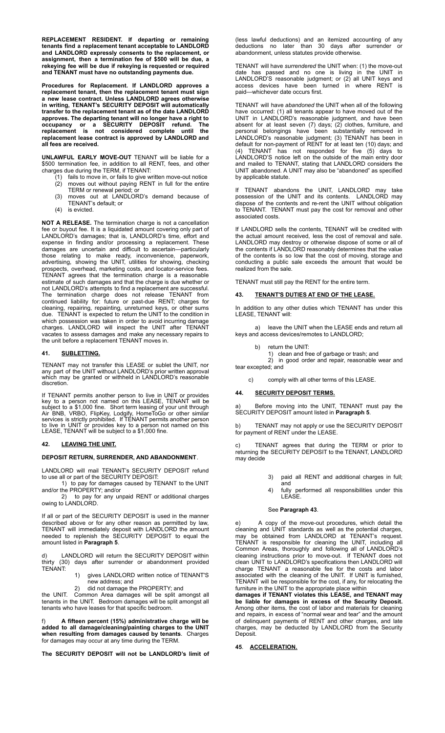**REPLACEMENT RESIDENT. If departing or remaining tenants find a replacement tenant acceptable to LANDLORD and LANDLORD expressly consents to the replacement, or assignment, then a termination fee of $500 will be due, a rekeying fee will be due if rekeying is requested or required and TENANT must have no outstanding payments due.**

**Procedures for Replacement. If LANDLORD approves a replacement tenant, then the replacement tenant must sign a new lease contract. Unless LANDLORD agrees otherwise in writing, TENANT'S SECURITY DEPOSIT will automatically transfer to the replacement tenant as of the date LANDLORD approves. The departing tenant will no longer have a right to occupancy or a SECURITY DEPOSIT refund. The replacement is not considered complete until the replacement lease contract is approved by LANDLORD and all fees are received.**

**UNLAWFUL EARLY MOVE-OUT** TENANT will be liable for a $500 termination fee, in addition to all RENT, fees, and other charges due during the TERM, if TENANT:

(1) fails to move in, or fails to give written move-out notice
(2) moves out without paying RENT in full for the entire TERM or renewal period; or
(3) moves out at LANDLORD'S demand because of TENANT'S default; or
(4) is evicted.

**NOT A RELEASE.** The termination charge is not a cancellation fee or buyout fee. It is a liquidated amount covering only part of LANDLORD'S damages; that is, LANDLORD'S time, effort and expense in finding and/or processing a replacement. These damages are uncertain and difficult to ascertain—particularly those relating to make ready, inconvenience, paperwork, advertising, showing the UNIT, utilities for showing, checking prospects, overhead, marketing costs, and locator-service fees. TENANT agrees that the termination charge is a reasonable estimate of such damages and that the charge is due whether or not LANDLORD'S attempts to find a replacement are successful. The termination charge does not release TENANT from continued liability for: future or past-due RENT; charges for cleaning, repairing, repainting, unreturned keys, or other sums due. TENANT is expected to return the UNIT to the condition in which possession was taken in order to avoid incurring damage charges. LANDLORD will inspect the UNIT after TENANT vacates to assess damages and make any necessary repairs to the unit before a replacement TENANT moves in.

## 41. SUBLETTING.

TENANT may not transfer this LEASE or sublet the UNIT, nor any part of the UNIT without LANDLORD'S prior written approval which may be granted or withheld in LANDLORD'S reasonable discretion.

If TENANT permits another person to live in UNIT or provides key to a person not named on this LEASE, TENANT will be subject to a $1,000 fine. Short term leasing of your unit through Air BNB, VRBO, FlipKey, Lodgify, HomeToGo or other similar services is strictly prohibited. If TENANT permits another person to live in UNIT or provides key to a person not named on this LEASE, TENANT will be subject to a $1,000 fine.

## 42. LEAVING THE UNIT.

**DEPOSIT RETURN, SURRENDER, AND ABANDONMENT**.

LANDLORD will mail TENANT'S SECURITY DEPOSIT refund to use all or part of the SECURITY DEPOSIT:

1) to pay for damages caused by TENANT to the UNIT and/or the PROPERTY; and/or

2) to pay for any unpaid RENT or additional charges owing to LANDLORD.

If all or part of the SECURITY DEPOSIT is used in the manner described above or for any other reason as permitted by law, TENANT will immediately deposit with LANDLORD the amount needed to replenish the SECURITY DEPOSIT to equal the amount listed in **Paragraph 5**.

d) LANDLORD will return the SECURITY DEPOSIT within thirty (30) days after surrender or abandonment provided TENANT:

1) gives LANDLORD written notice of TENANT'S new address; and
2) did not damage the PROPERTY; and

the UNIT. Common Area damages will be split amongst all tenants in the UNIT. Bedroom damages will be split amongst all tenants who have leases for that specific bedroom.

f) **A fifteen percent (15%) administrative charge will be added to all damage/cleaning/painting charges to the UNIT when resulting from damages caused by tenants**. Charges for damages may occur at any time during the TERM.

**The SECURITY DEPOSIT will not be LANDLORD's limit of** (less lawful deductions) and an itemized accounting of any deductions no later than 30 days after surrender or abandonment, unless statutes provide otherwise.

TENANT will have *surrendered* the UNIT when: (1) the move-out date has passed and no one is living in the UNIT in LANDLORD'S reasonable judgment; or (2) all UNIT keys and access devices have been turned in where RENT is paid—whichever date occurs first.

TENANT will have *abandoned* the UNIT when all of the following have occurred: (1) all tenants appear to have moved out of the UNIT in LANDLORD'S reasonable judgment, and have been absent for at least seven (7) days; (2) clothes, furniture, and personal belongings have been substantially removed in LANDLORD'S reasonable judgment; (3) TENANT has been in default for non-payment of RENT for at least ten (10) days; and (4) TENANT has not responded for five (5) days to LANDLORD'S notice left on the outside of the main entry door and mailed to TENANT, stating that LANDLORD considers the UNIT abandoned. A UNIT may also be "abandoned" as specified by applicable statute.

If TENANT abandons the UNIT, LANDLORD may take possession of the UNIT and its contents. LANDLORD may dispose of the contents and re-rent the UNIT without obligation to TENANT. TENANT must pay the cost for removal and other associated costs.

If LANDLORD sells the contents, TENANT will be credited with the actual amount received, less the cost of removal and sale. LANDLORD may destroy or otherwise dispose of some or all of the contents if LANDLORD reasonably determines that the value of the contents is so low that the cost of moving, storage and conducting a public sale exceeds the amount that would be realized from the sale.

TENANT must still pay the RENT for the entire term.

## 43. TENANT'S DUTIES AT END OF THE LEASE.

In addition to any other duties which TENANT has under this LEASE, TENANT will:

a) leave the UNIT when the LEASE ends and return all keys and access devices/remotes to LANDLORD;

b) return the UNIT:
1) clean and free of garbage or trash; and
2) in good order and repair, reasonable wear and tear excepted; and

c) comply with all other terms of this LEASE.

## 44. SECURITY DEPOSIT TERMS.

a) Before moving into the UNIT, TENANT must pay the SECURITY DEPOSIT amount listed in **Paragraph 5**.

b) TENANT may not apply or use the SECURITY DEPOSIT for payment of RENT under the LEASE.

c) TENANT agrees that during the TERM or prior to returning the SECURITY DEPOSIT to the TENANT, LANDLORD may decide

3) paid all RENT and additional charges in full; and
4) fully performed all responsibilities under this LEASE.

See **Paragraph 43**.

e) A copy of the move-out procedures, which detail the cleaning and UNIT standards as well as the potential charges, may be obtained from LANDLORD at TENANT's request. TENANT is responsible for cleaning the UNIT, including all Common Areas, thoroughly and following all of LANDLORD's cleaning instructions prior to move-out. If TENANT does not clean UNIT to LANDLORD's specifications then LANDLORD will charge TENANT a reasonable fee for the costs and labor associated with the cleaning of the UNIT. If UNIT is furnished, TENANT will be responsible for the cost, if any, for relocating the furniture in the UNIT to the appropriate place within

**damages if TENANT violates this LEASE, and TENANT may be liable for damages in excess of the Security Deposit.** Among other items, the cost of labor and materials for cleaning and repairs, in excess of "normal wear and tear" and the amount of delinquent payments of RENT and other charges, and late charges, may be deducted by LANDLORD from the Security Deposit.

## 45. ACCELERATION.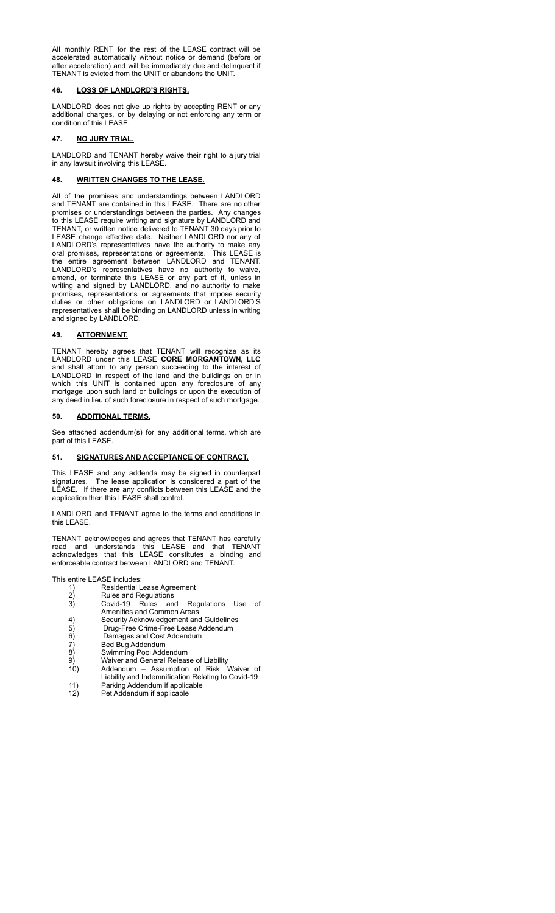All monthly RENT for the rest of the LEASE contract will be accelerated automatically without notice or demand (before or after acceleration) and will be immediately due and delinquent if TENANT is evicted from the UNIT or abandons the UNIT.

## 46. LOSS OF LANDLORD'S RIGHTS.

LANDLORD does not give up rights by accepting RENT or any additional charges, or by delaying or not enforcing any term or condition of this LEASE.

## 47. NO JURY TRIAL.

LANDLORD and TENANT hereby waive their right to a jury trial in any lawsuit involving this LEASE.

## 48. WRITTEN CHANGES TO THE LEASE.

All of the promises and understandings between LANDLORD and TENANT are contained in this LEASE. There are no other promises or understandings between the parties. Any changes to this LEASE require writing and signature by LANDLORD and TENANT, or written notice delivered to TENANT 30 days prior to LEASE change effective date. Neither LANDLORD nor any of LANDLORD's representatives have the authority to make any oral promises, representations or agreements. This LEASE is the entire agreement between LANDLORD and TENANT. LANDLORD's representatives have no authority to waive, amend, or terminate this LEASE or any part of it, unless in writing and signed by LANDLORD, and no authority to make promises, representations or agreements that impose security duties or other obligations on LANDLORD or LANDLORD'S representatives shall be binding on LANDLORD unless in writing and signed by LANDLORD.

## 49. ATTORNMENT.

TENANT hereby agrees that TENANT will recognize as its LANDLORD under this LEASE **CORE MORGANTOWN, LLC** and shall attorn to any person succeeding to the interest of LANDLORD in respect of the land and the buildings on or in which this UNIT is contained upon any foreclosure of any mortgage upon such land or buildings or upon the execution of any deed in lieu of such foreclosure in respect of such mortgage.

## 50. ADDITIONAL TERMS.

See attached addendum(s) for any additional terms, which are part of this LEASE.

## 51. SIGNATURES AND ACCEPTANCE OF CONTRACT.

This LEASE and any addenda may be signed in counterpart signatures. The lease application is considered a part of the LEASE. If there are any conflicts between this LEASE and the application then this LEASE shall control.

LANDLORD and TENANT agree to the terms and conditions in this LEASE.

TENANT acknowledges and agrees that TENANT has carefully read and understands this LEASE and that TENANT acknowledges that this LEASE constitutes a binding and enforceable contract between LANDLORD and TENANT.

This entire LEASE includes:

1) Residential Lease Agreement
2) Rules and Regulations
3) Covid-19 Rules and Regulations Use of Amenities and Common Areas
4) Security Acknowledgement and Guidelines
5) Drug-Free Crime-Free Lease Addendum
6) Damages and Cost Addendum
7) Bed Bug Addendum
8) Swimming Pool Addendum
9) Waiver and General Release of Liability
10) Addendum – Assumption of Risk, Waiver of Liability and Indemnification Relating to Covid-19
11) Parking Addendum if applicable
12) Pet Addendum if applicable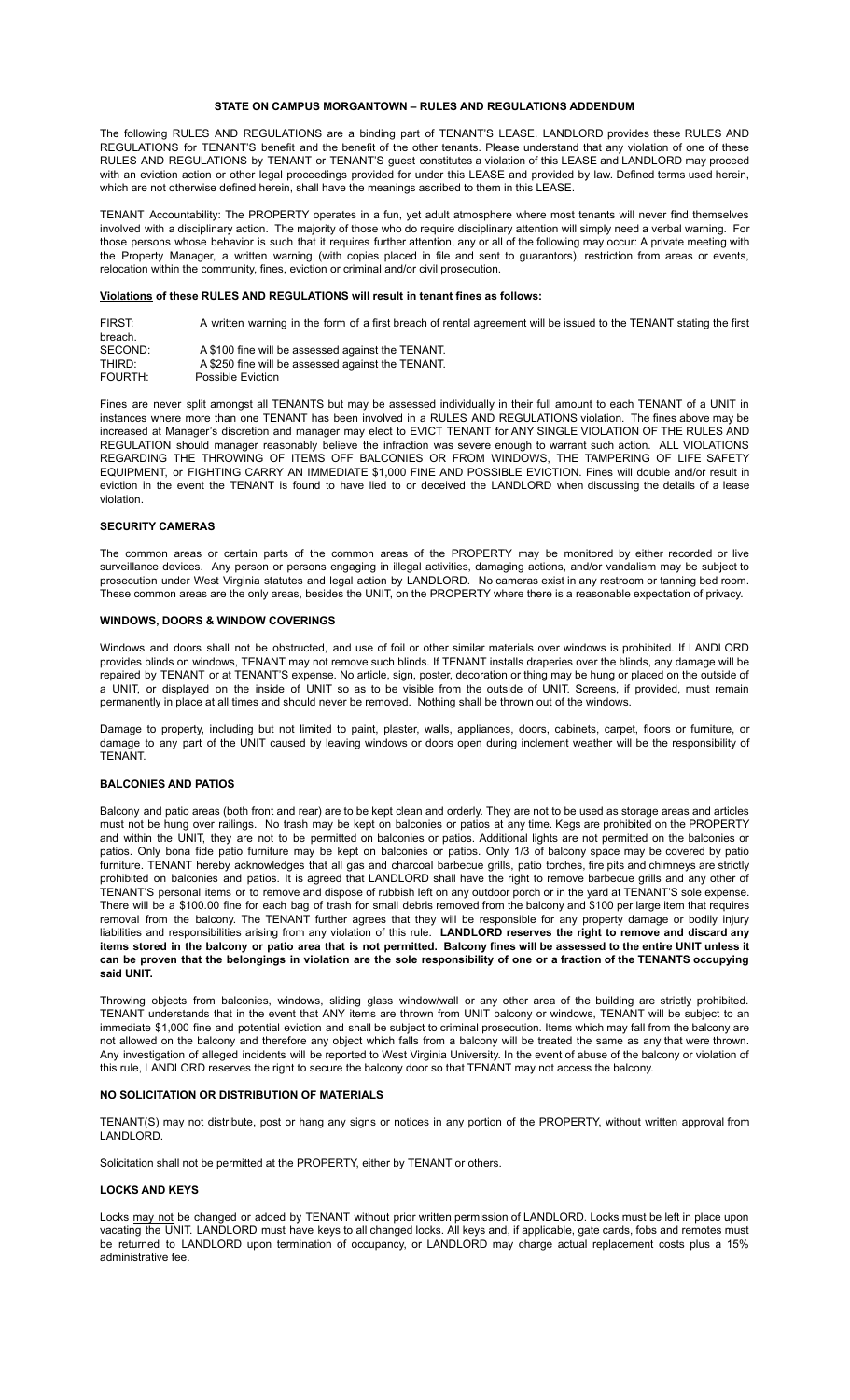# STATE ON CAMPUS MORGANTOWN – RULES AND REGULATIONS ADDENDUM

The following RULES AND REGULATIONS are a binding part of TENANT'S LEASE. LANDLORD provides these RULES AND REGULATIONS for TENANT'S benefit and the benefit of the other tenants. Please understand that any violation of one of these RULES AND REGULATIONS by TENANT or TENANT'S guest constitutes a violation of this LEASE and LANDLORD may proceed with an eviction action or other legal proceedings provided for under this LEASE and provided by law. Defined terms used herein, which are not otherwise defined herein, shall have the meanings ascribed to them in this LEASE.

TENANT Accountability: The PROPERTY operates in a fun, yet adult atmosphere where most tenants will never find themselves involved with a disciplinary action. The majority of those who do require disciplinary attention will simply need a verbal warning. For those persons whose behavior is such that it requires further attention, any or all of the following may occur: A private meeting with the Property Manager, a written warning (with copies placed in file and sent to guarantors), restriction from areas or events, relocation within the community, fines, eviction or criminal and/or civil prosecution.

**Violations of these RULES AND REGULATIONS will result in tenant fines as follows:**

FIRST: A written warning in the form of a first breach of rental agreement will be issued to the TENANT stating the first breach.
SECOND: A $100 fine will be assessed against the TENANT.
THIRD: A $250 fine will be assessed against the TENANT.
FOURTH: Possible Eviction

Fines are never split amongst all TENANTS but may be assessed individually in their full amount to each TENANT of a UNIT in instances where more than one TENANT has been involved in a RULES AND REGULATIONS violation. The fines above may be increased at Manager's discretion and manager may elect to EVICT TENANT for ANY SINGLE VIOLATION OF THE RULES AND REGULATION should manager reasonably believe the infraction was severe enough to warrant such action. ALL VIOLATIONS REGARDING THE THROWING OF ITEMS OFF BALCONIES OR FROM WINDOWS, THE TAMPERING OF LIFE SAFETY EQUIPMENT, or FIGHTING CARRY AN IMMEDIATE $1,000 FINE AND POSSIBLE EVICTION. Fines will double and/or result in eviction in the event the TENANT is found to have lied to or deceived the LANDLORD when discussing the details of a lease violation.

## SECURITY CAMERAS

The common areas or certain parts of the common areas of the PROPERTY may be monitored by either recorded or live surveillance devices. Any person or persons engaging in illegal activities, damaging actions, and/or vandalism may be subject to prosecution under West Virginia statutes and legal action by LANDLORD. No cameras exist in any restroom or tanning bed room. These common areas are the only areas, besides the UNIT, on the PROPERTY where there is a reasonable expectation of privacy.

## WINDOWS, DOORS & WINDOW COVERINGS

Windows and doors shall not be obstructed, and use of foil or other similar materials over windows is prohibited. If LANDLORD provides blinds on windows, TENANT may not remove such blinds. If TENANT installs draperies over the blinds, any damage will be repaired by TENANT or at TENANT'S expense. No article, sign, poster, decoration or thing may be hung or placed on the outside of a UNIT, or displayed on the inside of UNIT so as to be visible from the outside of UNIT. Screens, if provided, must remain permanently in place at all times and should never be removed. Nothing shall be thrown out of the windows.

Damage to property, including but not limited to paint, plaster, walls, appliances, doors, cabinets, carpet, floors or furniture, or damage to any part of the UNIT caused by leaving windows or doors open during inclement weather will be the responsibility of TENANT.

## BALCONIES AND PATIOS

Balcony and patio areas (both front and rear) are to be kept clean and orderly. They are not to be used as storage areas and articles must not be hung over railings. No trash may be kept on balconies or patios at any time. Kegs are prohibited on the PROPERTY and within the UNIT, they are not to be permitted on balconies or patios. Additional lights are not permitted on the balconies or patios. Only bona fide patio furniture may be kept on balconies or patios. Only 1/3 of balcony space may be covered by patio furniture. TENANT hereby acknowledges that all gas and charcoal barbecue grills, patio torches, fire pits and chimneys are strictly prohibited on balconies and patios. It is agreed that LANDLORD shall have the right to remove barbecue grills and any other of TENANT'S personal items or to remove and dispose of rubbish left on any outdoor porch or in the yard at TENANT'S sole expense. There will be a $100.00 fine for each bag of trash for small debris removed from the balcony and $100 per large item that requires removal from the balcony. The TENANT further agrees that they will be responsible for any property damage or bodily injury liabilities and responsibilities arising from any violation of this rule. **LANDLORD reserves the right to remove and discard any items stored in the balcony or patio area that is not permitted. Balcony fines will be assessed to the entire UNIT unless it can be proven that the belongings in violation are the sole responsibility of one or a fraction of the TENANTS occupying said UNIT.**

Throwing objects from balconies, windows, sliding glass window/wall or any other area of the building are strictly prohibited. TENANT understands that in the event that ANY items are thrown from UNIT balcony or windows, TENANT will be subject to an immediate $1,000 fine and potential eviction and shall be subject to criminal prosecution. Items which may fall from the balcony are not allowed on the balcony and therefore any object which falls from a balcony will be treated the same as any that were thrown. Any investigation of alleged incidents will be reported to West Virginia University. In the event of abuse of the balcony or violation of this rule, LANDLORD reserves the right to secure the balcony door so that TENANT may not access the balcony.

## NO SOLICITATION OR DISTRIBUTION OF MATERIALS

TENANT(S) may not distribute, post or hang any signs or notices in any portion of the PROPERTY, without written approval from LANDLORD.

Solicitation shall not be permitted at the PROPERTY, either by TENANT or others.

## LOCKS AND KEYS

Locks may not be changed or added by TENANT without prior written permission of LANDLORD. Locks must be left in place upon vacating the UNIT. LANDLORD must have keys to all changed locks. All keys and, if applicable, gate cards, fobs and remotes must be returned to LANDLORD upon termination of occupancy, or LANDLORD may charge actual replacement costs plus a 15% administrative fee.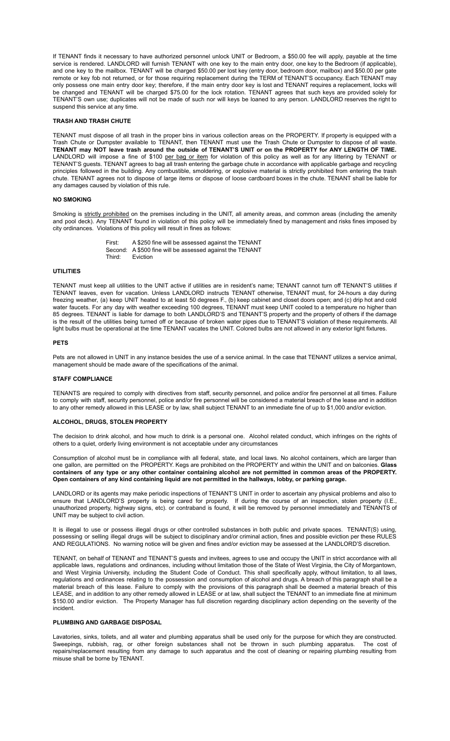If TENANT finds it necessary to have authorized personnel unlock UNIT or Bedroom, a $50.00 fee will apply, payable at the time service is rendered. LANDLORD will furnish TENANT with one key to the main entry door, one key to the Bedroom (if applicable), and one key to the mailbox. TENANT will be charged $50.00 per lost key (entry door, bedroom door, mailbox) and $50.00 per gate remote or key fob not returned, or for those requiring replacement during the TERM of TENANT'S occupancy. Each TENANT may only possess one main entry door key; therefore, if the main entry door key is lost and TENANT requires a replacement, locks will be changed and TENANT will be charged $75.00 for the lock rotation. TENANT agrees that such keys are provided solely for TENANT'S own use; duplicates will not be made of such nor will keys be loaned to any person. LANDLORD reserves the right to suspend this service at any time.

## TRASH AND TRASH CHUTE

TENANT must dispose of all trash in the proper bins in various collection areas on the PROPERTY. If property is equipped with a Trash Chute or Dumpster available to TENANT, then TENANT must use the Trash Chute or Dumpster to dispose of all waste. **TENANT may NOT leave trash around the outside of TENANT'S UNIT or on the PROPERTY for ANY LENGTH OF TIME.** LANDLORD will impose a fine of $100 <u>per bag or item</u> for violation of this policy as well as for any littering by TENANT or TENANT'S guests. TENANT agrees to bag all trash entering the garbage chute in accordance with applicable garbage and recycling principles followed in the building. Any combustible, smoldering, or explosive material is strictly prohibited from entering the trash chute. TENANT agrees not to dispose of large items or dispose of loose cardboard boxes in the chute. TENANT shall be liable for any damages caused by violation of this rule.

## NO SMOKING

Smoking is <u>strictly prohibited</u> on the premises including in the UNIT, all amenity areas, and common areas (including the amenity and pool deck). Any TENANT found in violation of this policy will be immediately fined by management and risks fines imposed by city ordinances. Violations of this policy will result in fines as follows:

First: A $250 fine will be assessed against the TENANT
Second: A $500 fine will be assessed against the TENANT
Third: Eviction

## UTILITIES

TENANT must keep all utilities to the UNIT active if utilities are in resident's name; TENANT cannot turn off TENANT'S utilities if TENANT leaves, even for vacation. Unless LANDLORD instructs TENANT otherwise, TENANT must, for 24-hours a day during freezing weather, (a) keep UNIT heated to at least 50 degrees F., (b) keep cabinet and closet doors open; and (c) drip hot and cold water faucets. For any day with weather exceeding 100 degrees, TENANT must keep UNIT cooled to a temperature no higher than 85 degrees. TENANT is liable for damage to both LANDLORD'S and TENANT'S property and the property of others if the damage is the result of the utilities being turned off or because of broken water pipes due to TENANT'S violation of these requirements. All light bulbs must be operational at the time TENANT vacates the UNIT. Colored bulbs are not allowed in any exterior light fixtures.

## PETS

Pets are not allowed in UNIT in any instance besides the use of a service animal. In the case that TENANT utilizes a service animal, management should be made aware of the specifications of the animal.

## STAFF COMPLIANCE

TENANTS are required to comply with directives from staff, security personnel, and police and/or fire personnel at all times. Failure to comply with staff, security personnel, police and/or fire personnel will be considered a material breach of the lease and in addition to any other remedy allowed in this LEASE or by law, shall subject TENANT to an immediate fine of up to $1,000 and/or eviction.

## ALCOHOL, DRUGS, STOLEN PROPERTY

The decision to drink alcohol, and how much to drink is a personal one. Alcohol related conduct, which infringes on the rights of others to a quiet, orderly living environment is not acceptable under any circumstances

Consumption of alcohol must be in compliance with all federal, state, and local laws. No alcohol containers, which are larger than one gallon, are permitted on the PROPERTY. Kegs are prohibited on the PROPERTY and within the UNIT and on balconies. **Glass containers of any type or any other container containing alcohol are not permitted in common areas of the PROPERTY. Open containers of any kind containing liquid are not permitted in the hallways, lobby, or parking garage.**

LANDLORD or its agents may make periodic inspections of TENANT'S UNIT in order to ascertain any physical problems and also to ensure that LANDLORD'S property is being cared for properly. If during the course of an inspection, stolen property (I.E., unauthorized property, highway signs, etc). or contraband is found, it will be removed by personnel immediately and TENANTS of UNIT may be subject to civil action.

It is illegal to use or possess illegal drugs or other controlled substances in both public and private spaces. TENANT(S) using, possessing or selling illegal drugs will be subject to disciplinary and/or criminal action, fines and possible eviction per these RULES AND REGULATIONS. No warning notice will be given and fines and/or eviction may be assessed at the LANDLORD'S discretion.

TENANT, on behalf of TENANT and TENANT'S guests and invitees, agrees to use and occupy the UNIT in strict accordance with all applicable laws, regulations and ordinances, including without limitation those of the State of West Virginia, the City of Morgantown, and West Virginia University, including the Student Code of Conduct. This shall specifically apply, without limitation, to all laws, regulations and ordinances relating to the possession and consumption of alcohol and drugs. A breach of this paragraph shall be a material breach of this lease. Failure to comply with the provisions of this paragraph shall be deemed a material breach of this LEASE, and in addition to any other remedy allowed in LEASE or at law, shall subject the TENANT to an immediate fine at minimum $150.00 and/or eviction. The Property Manager has full discretion regarding disciplinary action depending on the severity of the incident.

## PLUMBING AND GARBAGE DISPOSAL

Lavatories, sinks, toilets, and all water and plumbing apparatus shall be used only for the purpose for which they are constructed. Sweepings, rubbish, rag, or other foreign substances shall not be thrown in such plumbing apparatus. The cost of repairs/replacement resulting from any damage to such apparatus and the cost of cleaning or repairing plumbing resulting from misuse shall be borne by TENANT.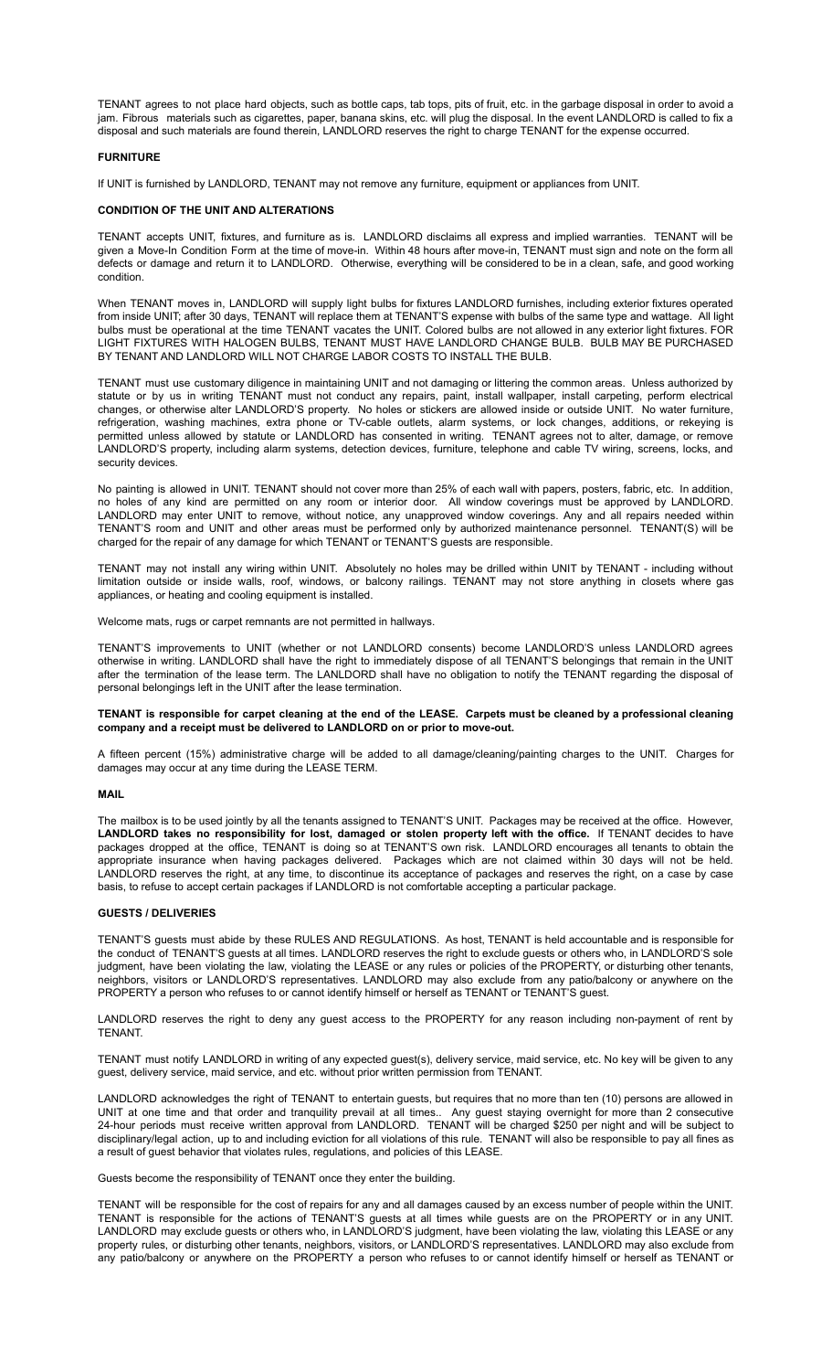TENANT agrees to not place hard objects, such as bottle caps, tab tops, pits of fruit, etc. in the garbage disposal in order to avoid a jam. Fibrous materials such as cigarettes, paper, banana skins, etc. will plug the disposal. In the event LANDLORD is called to fix a disposal and such materials are found therein, LANDLORD reserves the right to charge TENANT for the expense occurred.

**FURNITURE**

If UNIT is furnished by LANDLORD, TENANT may not remove any furniture, equipment or appliances from UNIT.

**CONDITION OF THE UNIT AND ALTERATIONS**

TENANT accepts UNIT, fixtures, and furniture as is. LANDLORD disclaims all express and implied warranties. TENANT will be given a Move-In Condition Form at the time of move-in. Within 48 hours after move-in, TENANT must sign and note on the form all defects or damage and return it to LANDLORD. Otherwise, everything will be considered to be in a clean, safe, and good working condition.

When TENANT moves in, LANDLORD will supply light bulbs for fixtures LANDLORD furnishes, including exterior fixtures operated from inside UNIT; after 30 days, TENANT will replace them at TENANT'S expense with bulbs of the same type and wattage. All light bulbs must be operational at the time TENANT vacates the UNIT. Colored bulbs are not allowed in any exterior light fixtures. FOR LIGHT FIXTURES WITH HALOGEN BULBS, TENANT MUST HAVE LANDLORD CHANGE BULB. BULB MAY BE PURCHASED BY TENANT AND LANDLORD WILL NOT CHARGE LABOR COSTS TO INSTALL THE BULB.

TENANT must use customary diligence in maintaining UNIT and not damaging or littering the common areas. Unless authorized by statute or by us in writing TENANT must not conduct any repairs, paint, install wallpaper, install carpeting, perform electrical changes, or otherwise alter LANDLORD'S property. No holes or stickers are allowed inside or outside UNIT. No water furniture, refrigeration, washing machines, extra phone or TV-cable outlets, alarm systems, or lock changes, additions, or rekeying is permitted unless allowed by statute or LANDLORD has consented in writing. TENANT agrees not to alter, damage, or remove LANDLORD'S property, including alarm systems, detection devices, furniture, telephone and cable TV wiring, screens, locks, and security devices.

No painting is allowed in UNIT. TENANT should not cover more than 25% of each wall with papers, posters, fabric, etc. In addition, no holes of any kind are permitted on any room or interior door. All window coverings must be approved by LANDLORD. LANDLORD may enter UNIT to remove, without notice, any unapproved window coverings. Any and all repairs needed within TENANT'S room and UNIT and other areas must be performed only by authorized maintenance personnel. TENANT(S) will be charged for the repair of any damage for which TENANT or TENANT'S guests are responsible.

TENANT may not install any wiring within UNIT. Absolutely no holes may be drilled within UNIT by TENANT - including without limitation outside or inside walls, roof, windows, or balcony railings. TENANT may not store anything in closets where gas appliances, or heating and cooling equipment is installed.

Welcome mats, rugs or carpet remnants are not permitted in hallways.

TENANT'S improvements to UNIT (whether or not LANDLORD consents) become LANDLORD'S unless LANDLORD agrees otherwise in writing. LANDLORD shall have the right to immediately dispose of all TENANT'S belongings that remain in the UNIT after the termination of the lease term. The LANLDORD shall have no obligation to notify the TENANT regarding the disposal of personal belongings left in the UNIT after the lease termination.

**TENANT is responsible for carpet cleaning at the end of the LEASE. Carpets must be cleaned by a professional cleaning company and a receipt must be delivered to LANDLORD on or prior to move-out.**

A fifteen percent (15%) administrative charge will be added to all damage/cleaning/painting charges to the UNIT. Charges for damages may occur at any time during the LEASE TERM.

**MAIL**

The mailbox is to be used jointly by all the tenants assigned to TENANT'S UNIT. Packages may be received at the office. However, **LANDLORD takes no responsibility for lost, damaged or stolen property left with the office.** If TENANT decides to have packages dropped at the office, TENANT is doing so at TENANT'S own risk. LANDLORD encourages all tenants to obtain the appropriate insurance when having packages delivered. Packages which are not claimed within 30 days will not be held. LANDLORD reserves the right, at any time, to discontinue its acceptance of packages and reserves the right, on a case by case basis, to refuse to accept certain packages if LANDLORD is not comfortable accepting a particular package.

**GUESTS / DELIVERIES**

TENANT'S guests must abide by these RULES AND REGULATIONS. As host, TENANT is held accountable and is responsible for the conduct of TENANT'S guests at all times. LANDLORD reserves the right to exclude guests or others who, in LANDLORD'S sole judgment, have been violating the law, violating the LEASE or any rules or policies of the PROPERTY, or disturbing other tenants, neighbors, visitors or LANDLORD'S representatives. LANDLORD may also exclude from any patio/balcony or anywhere on the PROPERTY a person who refuses to or cannot identify himself or herself as TENANT or TENANT'S guest.

LANDLORD reserves the right to deny any guest access to the PROPERTY for any reason including non-payment of rent by TENANT.

TENANT must notify LANDLORD in writing of any expected guest(s), delivery service, maid service, etc. No key will be given to any guest, delivery service, maid service, and etc. without prior written permission from TENANT.

LANDLORD acknowledges the right of TENANT to entertain guests, but requires that no more than ten (10) persons are allowed in UNIT at one time and that order and tranquility prevail at all times.. Any guest staying overnight for more than 2 consecutive 24-hour periods must receive written approval from LANDLORD. TENANT will be charged $250 per night and will be subject to disciplinary/legal action, up to and including eviction for all violations of this rule. TENANT will also be responsible to pay all fines as a result of guest behavior that violates rules, regulations, and policies of this LEASE.

Guests become the responsibility of TENANT once they enter the building.

TENANT will be responsible for the cost of repairs for any and all damages caused by an excess number of people within the UNIT. TENANT is responsible for the actions of TENANT'S guests at all times while guests are on the PROPERTY or in any UNIT. LANDLORD may exclude guests or others who, in LANDLORD'S judgment, have been violating the law, violating this LEASE or any property rules, or disturbing other tenants, neighbors, visitors, or LANDLORD'S representatives. LANDLORD may also exclude from any patio/balcony or anywhere on the PROPERTY a person who refuses to or cannot identify himself or herself as TENANT or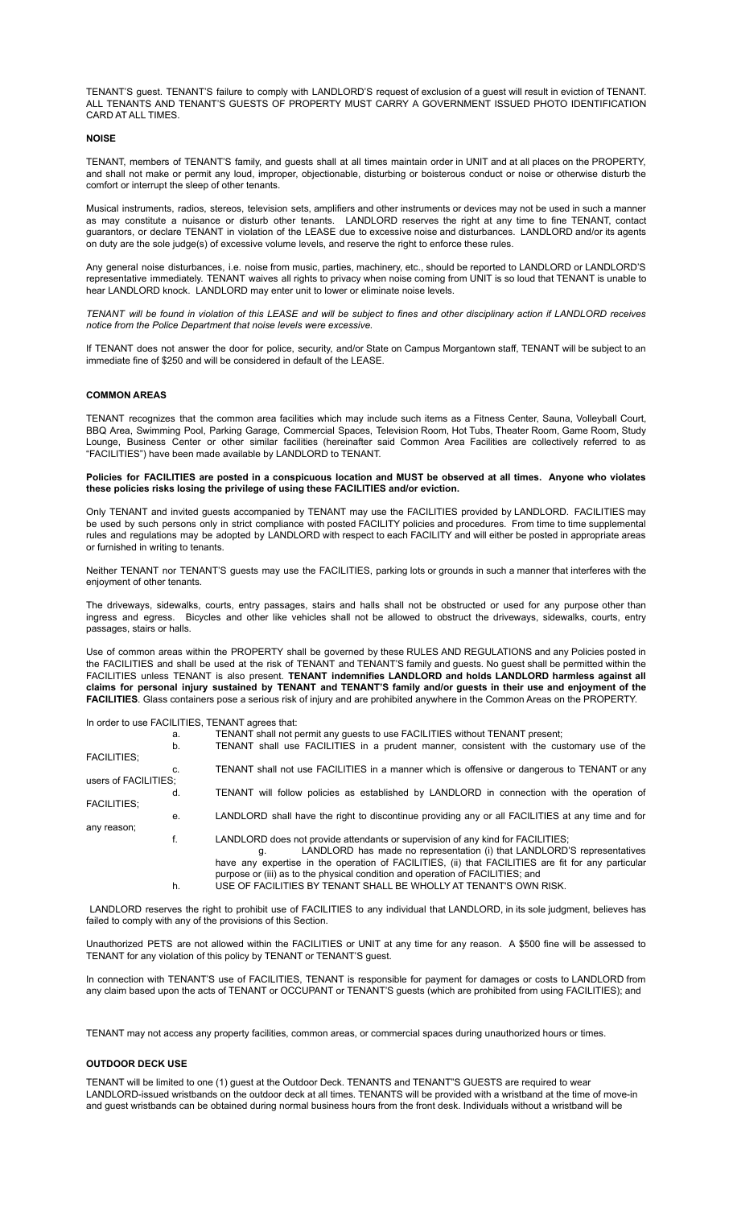TENANT'S guest. TENANT'S failure to comply with LANDLORD'S request of exclusion of a guest will result in eviction of TENANT. ALL TENANTS AND TENANT'S GUESTS OF PROPERTY MUST CARRY A GOVERNMENT ISSUED PHOTO IDENTIFICATION CARD AT ALL TIMES.

## NOISE

TENANT, members of TENANT'S family, and guests shall at all times maintain order in UNIT and at all places on the PROPERTY, and shall not make or permit any loud, improper, objectionable, disturbing or boisterous conduct or noise or otherwise disturb the comfort or interrupt the sleep of other tenants.

Musical instruments, radios, stereos, television sets, amplifiers and other instruments or devices may not be used in such a manner as may constitute a nuisance or disturb other tenants. LANDLORD reserves the right at any time to fine TENANT, contact guarantors, or declare TENANT in violation of the LEASE due to excessive noise and disturbances. LANDLORD and/or its agents on duty are the sole judge(s) of excessive volume levels, and reserve the right to enforce these rules.

Any general noise disturbances, i.e. noise from music, parties, machinery, etc., should be reported to LANDLORD or LANDLORD'S representative immediately. TENANT waives all rights to privacy when noise coming from UNIT is so loud that TENANT is unable to hear LANDLORD knock. LANDLORD may enter unit to lower or eliminate noise levels.

*TENANT will be found in violation of this LEASE and will be subject to fines and other disciplinary action if LANDLORD receives notice from the Police Department that noise levels were excessive.*

If TENANT does not answer the door for police, security, and/or State on Campus Morgantown staff, TENANT will be subject to an immediate fine of $250 and will be considered in default of the LEASE.

## COMMON AREAS

TENANT recognizes that the common area facilities which may include such items as a Fitness Center, Sauna, Volleyball Court, BBQ Area, Swimming Pool, Parking Garage, Commercial Spaces, Television Room, Hot Tubs, Theater Room, Game Room, Study Lounge, Business Center or other similar facilities (hereinafter said Common Area Facilities are collectively referred to as "FACILITIES") have been made available by LANDLORD to TENANT.

**Policies for FACILITIES are posted in a conspicuous location and MUST be observed at all times. Anyone who violates these policies risks losing the privilege of using these FACILITIES and/or eviction.**

Only TENANT and invited guests accompanied by TENANT may use the FACILITIES provided by LANDLORD. FACILITIES may be used by such persons only in strict compliance with posted FACILITY policies and procedures. From time to time supplemental rules and regulations may be adopted by LANDLORD with respect to each FACILITY and will either be posted in appropriate areas or furnished in writing to tenants.

Neither TENANT nor TENANT'S guests may use the FACILITIES, parking lots or grounds in such a manner that interferes with the enjoyment of other tenants.

The driveways, sidewalks, courts, entry passages, stairs and halls shall not be obstructed or used for any purpose other than ingress and egress. Bicycles and other like vehicles shall not be allowed to obstruct the driveways, sidewalks, courts, entry passages, stairs or halls.

Use of common areas within the PROPERTY shall be governed by these RULES AND REGULATIONS and any Policies posted in the FACILITIES and shall be used at the risk of TENANT and TENANT'S family and guests. No guest shall be permitted within the FACILITIES unless TENANT is also present. **TENANT indemnifies LANDLORD and holds LANDLORD harmless against all claims for personal injury sustained by TENANT and TENANT'S family and/or guests in their use and enjoyment of the FACILITIES**. Glass containers pose a serious risk of injury and are prohibited anywhere in the Common Areas on the PROPERTY.

In order to use FACILITIES, TENANT agrees that:

a. TENANT shall not permit any guests to use FACILITIES without TENANT present;
b. TENANT shall use FACILITIES in a prudent manner, consistent with the customary use of the FACILITIES;
c. TENANT shall not use FACILITIES in a manner which is offensive or dangerous to TENANT or any users of FACILITIES;
d. TENANT will follow policies as established by LANDLORD in connection with the operation of FACILITIES;
e. LANDLORD shall have the right to discontinue providing any or all FACILITIES at any time and for any reason;
f. LANDLORD does not provide attendants or supervision of any kind for FACILITIES;
g. LANDLORD has made no representation (i) that LANDLORD'S representatives have any expertise in the operation of FACILITIES, (ii) that FACILITIES are fit for any particular purpose or (iii) as to the physical condition and operation of FACILITIES; and
h. USE OF FACILITIES BY TENANT SHALL BE WHOLLY AT TENANT'S OWN RISK.

LANDLORD reserves the right to prohibit use of FACILITIES to any individual that LANDLORD, in its sole judgment, believes has failed to comply with any of the provisions of this Section.

Unauthorized PETS are not allowed within the FACILITIES or UNIT at any time for any reason. A $500 fine will be assessed to TENANT for any violation of this policy by TENANT or TENANT'S guest.

In connection with TENANT'S use of FACILITIES, TENANT is responsible for payment for damages or costs to LANDLORD from any claim based upon the acts of TENANT or OCCUPANT or TENANT'S guests (which are prohibited from using FACILITIES); and

TENANT may not access any property facilities, common areas, or commercial spaces during unauthorized hours or times.

## OUTDOOR DECK USE

TENANT will be limited to one (1) guest at the Outdoor Deck. TENANTS and TENANT"S GUESTS are required to wear LANDLORD-issued wristbands on the outdoor deck at all times. TENANTS will be provided with a wristband at the time of move-in and guest wristbands can be obtained during normal business hours from the front desk. Individuals without a wristband will be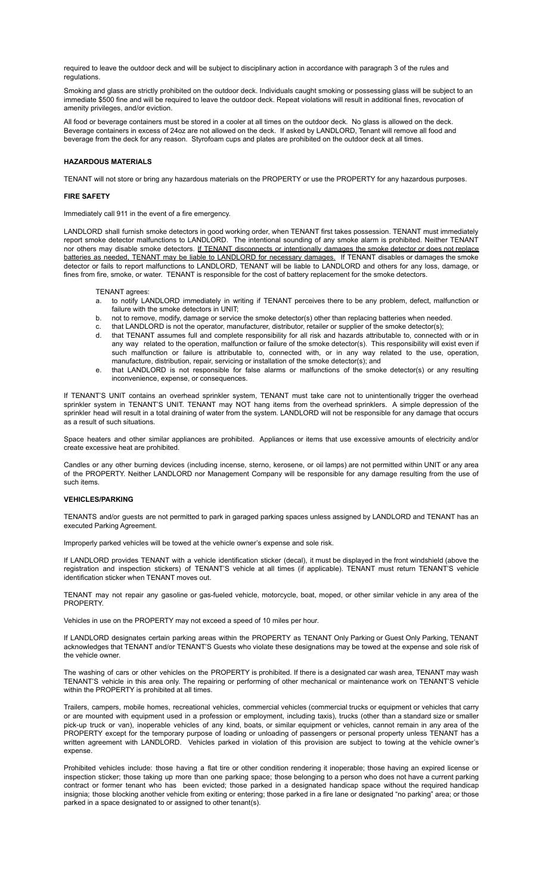required to leave the outdoor deck and will be subject to disciplinary action in accordance with paragraph 3 of the rules and regulations.

Smoking and glass are strictly prohibited on the outdoor deck. Individuals caught smoking or possessing glass will be subject to an immediate $500 fine and will be required to leave the outdoor deck. Repeat violations will result in additional fines, revocation of amenity privileges, and/or eviction.

All food or beverage containers must be stored in a cooler at all times on the outdoor deck. No glass is allowed on the deck. Beverage containers in excess of 24oz are not allowed on the deck. If asked by LANDLORD, Tenant will remove all food and beverage from the deck for any reason. Styrofoam cups and plates are prohibited on the outdoor deck at all times.

**HAZARDOUS MATERIALS**

TENANT will not store or bring any hazardous materials on the PROPERTY or use the PROPERTY for any hazardous purposes.

**FIRE SAFETY**

Immediately call 911 in the event of a fire emergency.

LANDLORD shall furnish smoke detectors in good working order, when TENANT first takes possession. TENANT must immediately report smoke detector malfunctions to LANDLORD. The intentional sounding of any smoke alarm is prohibited. Neither TENANT nor others may disable smoke detectors. If TENANT disconnects or intentionally damages the smoke detector or does not replace batteries as needed, TENANT may be liable to LANDLORD for necessary damages. If TENANT disables or damages the smoke detector or fails to report malfunctions to LANDLORD, TENANT will be liable to LANDLORD and others for any loss, damage, or fines from fire, smoke, or water. TENANT is responsible for the cost of battery replacement for the smoke detectors.

TENANT agrees:

a. to notify LANDLORD immediately in writing if TENANT perceives there to be any problem, defect, malfunction or failure with the smoke detectors in UNIT;
b. not to remove, modify, damage or service the smoke detector(s) other than replacing batteries when needed.
c. that LANDLORD is not the operator, manufacturer, distributor, retailer or supplier of the smoke detector(s);
d. that TENANT assumes full and complete responsibility for all risk and hazards attributable to, connected with or in any way related to the operation, malfunction or failure of the smoke detector(s). This responsibility will exist even if such malfunction or failure is attributable to, connected with, or in any way related to the use, operation, manufacture, distribution, repair, servicing or installation of the smoke detector(s); and
e. that LANDLORD is not responsible for false alarms or malfunctions of the smoke detector(s) or any resulting inconvenience, expense, or consequences.

If TENANT'S UNIT contains an overhead sprinkler system, TENANT must take care not to unintentionally trigger the overhead sprinkler system in TENANT'S UNIT. TENANT may NOT hang items from the overhead sprinklers. A simple depression of the sprinkler head will result in a total draining of water from the system. LANDLORD will not be responsible for any damage that occurs as a result of such situations.

Space heaters and other similar appliances are prohibited. Appliances or items that use excessive amounts of electricity and/or create excessive heat are prohibited.

Candles or any other burning devices (including incense, sterno, kerosene, or oil lamps) are not permitted within UNIT or any area of the PROPERTY. Neither LANDLORD nor Management Company will be responsible for any damage resulting from the use of such items.

**VEHICLES/PARKING**

TENANTS and/or guests are not permitted to park in garaged parking spaces unless assigned by LANDLORD and TENANT has an executed Parking Agreement.

Improperly parked vehicles will be towed at the vehicle owner's expense and sole risk.

If LANDLORD provides TENANT with a vehicle identification sticker (decal), it must be displayed in the front windshield (above the registration and inspection stickers) of TENANT'S vehicle at all times (if applicable). TENANT must return TENANT'S vehicle identification sticker when TENANT moves out.

TENANT may not repair any gasoline or gas-fueled vehicle, motorcycle, boat, moped, or other similar vehicle in any area of the PROPERTY.

Vehicles in use on the PROPERTY may not exceed a speed of 10 miles per hour.

If LANDLORD designates certain parking areas within the PROPERTY as TENANT Only Parking or Guest Only Parking, TENANT acknowledges that TENANT and/or TENANT'S Guests who violate these designations may be towed at the expense and sole risk of the vehicle owner.

The washing of cars or other vehicles on the PROPERTY is prohibited. If there is a designated car wash area, TENANT may wash TENANT'S vehicle in this area only. The repairing or performing of other mechanical or maintenance work on TENANT'S vehicle within the PROPERTY is prohibited at all times.

Trailers, campers, mobile homes, recreational vehicles, commercial vehicles (commercial trucks or equipment or vehicles that carry or are mounted with equipment used in a profession or employment, including taxis), trucks (other than a standard size or smaller pick-up truck or van), inoperable vehicles of any kind, boats, or similar equipment or vehicles, cannot remain in any area of the PROPERTY except for the temporary purpose of loading or unloading of passengers or personal property unless TENANT has a written agreement with LANDLORD. Vehicles parked in violation of this provision are subject to towing at the vehicle owner's expense.

Prohibited vehicles include: those having a flat tire or other condition rendering it inoperable; those having an expired license or inspection sticker; those taking up more than one parking space; those belonging to a person who does not have a current parking contract or former tenant who has been evicted; those parked in a designated handicap space without the required handicap insignia; those blocking another vehicle from exiting or entering; those parked in a fire lane or designated "no parking" area; or those parked in a space designated to or assigned to other tenant(s).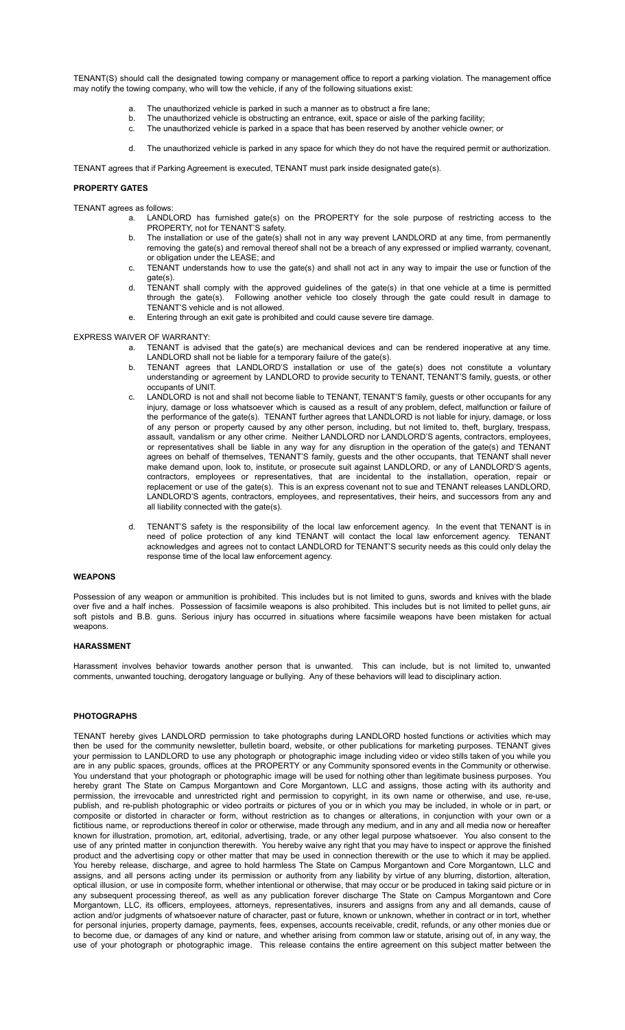TENANT(S) should call the designated towing company or management office to report a parking violation. The management office may notify the towing company, who will tow the vehicle, if any of the following situations exist:

a. The unauthorized vehicle is parked in such a manner as to obstruct a fire lane;
b. The unauthorized vehicle is obstructing an entrance, exit, space or aisle of the parking facility;
c. The unauthorized vehicle is parked in a space that has been reserved by another vehicle owner; or
d. The unauthorized vehicle is parked in any space for which they do not have the required permit or authorization.

TENANT agrees that if Parking Agreement is executed, TENANT must park inside designated gate(s).

**PROPERTY GATES**

TENANT agrees as follows:

a. LANDLORD has furnished gate(s) on the PROPERTY for the sole purpose of restricting access to the PROPERTY, not for TENANT'S safety.
b. The installation or use of the gate(s) shall not in any way prevent LANDLORD at any time, from permanently removing the gate(s) and removal thereof shall not be a breach of any expressed or implied warranty, covenant, or obligation under the LEASE; and
c. TENANT understands how to use the gate(s) and shall not act in any way to impair the use or function of the gate(s).
d. TENANT shall comply with the approved guidelines of the gate(s) in that one vehicle at a time is permitted through the gate(s). Following another vehicle too closely through the gate could result in damage to TENANT'S vehicle and is not allowed.
e. Entering through an exit gate is prohibited and could cause severe tire damage.

EXPRESS WAIVER OF WARRANTY:

a. TENANT is advised that the gate(s) are mechanical devices and can be rendered inoperative at any time. LANDLORD shall not be liable for a temporary failure of the gate(s).
b. TENANT agrees that LANDLORD'S installation or use of the gate(s) does not constitute a voluntary understanding or agreement by LANDLORD to provide security to TENANT, TENANT'S family, guests, or other occupants of UNIT.
c. LANDLORD is not and shall not become liable to TENANT, TENANT'S family, guests or other occupants for any injury, damage or loss whatsoever which is caused as a result of any problem, defect, malfunction or failure of the performance of the gate(s). TENANT further agrees that LANDLORD is not liable for injury, damage, or loss of any person or property caused by any other person, including, but not limited to, theft, burglary, trespass, assault, vandalism or any other crime. Neither LANDLORD nor LANDLORD'S agents, contractors, employees, or representatives shall be liable in any way for any disruption in the operation of the gate(s) and TENANT agrees on behalf of themselves, TENANT'S family, guests and the other occupants, that TENANT shall never make demand upon, look to, institute, or prosecute suit against LANDLORD, or any of LANDLORD'S agents, contractors, employees or representatives, that are incidental to the installation, operation, repair or replacement or use of the gate(s). This is an express covenant not to sue and TENANT releases LANDLORD, LANDLORD'S agents, contractors, employees, and representatives, their heirs, and successors from any and all liability connected with the gate(s).
d. TENANT'S safety is the responsibility of the local law enforcement agency. In the event that TENANT is in need of police protection of any kind TENANT will contact the local law enforcement agency. TENANT acknowledges and agrees not to contact LANDLORD for TENANT'S security needs as this could only delay the response time of the local law enforcement agency.

**WEAPONS**

Possession of any weapon or ammunition is prohibited. This includes but is not limited to guns, swords and knives with the blade over five and a half inches. Possession of facsimile weapons is also prohibited. This includes but is not limited to pellet guns, air soft pistols and B.B. guns. Serious injury has occurred in situations where facsimile weapons have been mistaken for actual weapons.

**HARASSMENT**

Harassment involves behavior towards another person that is unwanted. This can include, but is not limited to, unwanted comments, unwanted touching, derogatory language or bullying. Any of these behaviors will lead to disciplinary action.

**PHOTOGRAPHS**

TENANT hereby gives LANDLORD permission to take photographs during LANDLORD hosted functions or activities which may then be used for the community newsletter, bulletin board, website, or other publications for marketing purposes. TENANT gives your permission to LANDLORD to use any photograph or photographic image including video or video stills taken of you while you are in any public spaces, grounds, offices at the PROPERTY or any Community sponsored events in the Community or otherwise. You understand that your photograph or photographic image will be used for nothing other than legitimate business purposes. You hereby grant The State on Campus Morgantown and Core Morgantown, LLC and assigns, those acting with its authority and permission, the irrevocable and unrestricted right and permission to copyright, in its own name or otherwise, and use, re-use, publish, and re-publish photographic or video portraits or pictures of you or in which you may be included, in whole or in part, or composite or distorted in character or form, without restriction as to changes or alterations, in conjunction with your own or a fictitious name, or reproductions thereof in color or otherwise, made through any medium, and in any and all media now or hereafter known for illustration, promotion, art, editorial, advertising, trade, or any other legal purpose whatsoever. You also consent to the use of any printed matter in conjunction therewith. You hereby waive any right that you may have to inspect or approve the finished product and the advertising copy or other matter that may be used in connection therewith or the use to which it may be applied. You hereby release, discharge, and agree to hold harmless The State on Campus Morgantown and Core Morgantown, LLC and assigns, and all persons acting under its permission or authority from any liability by virtue of any blurring, distortion, alteration, optical illusion, or use in composite form, whether intentional or otherwise, that may occur or be produced in taking said picture or in any subsequent processing thereof, as well as any publication forever discharge The State on Campus Morgantown and Core Morgantown, LLC, its officers, employees, attorneys, representatives, insurers and assigns from any and all demands, cause of action and/or judgments of whatsoever nature of character, past or future, known or unknown, whether in contract or in tort, whether for personal injuries, property damage, payments, fees, expenses, accounts receivable, credit, refunds, or any other monies due or to become due, or damages of any kind or nature, and whether arising from common law or statute, arising out of, in any way, the use of your photograph or photographic image. This release contains the entire agreement on this subject matter between the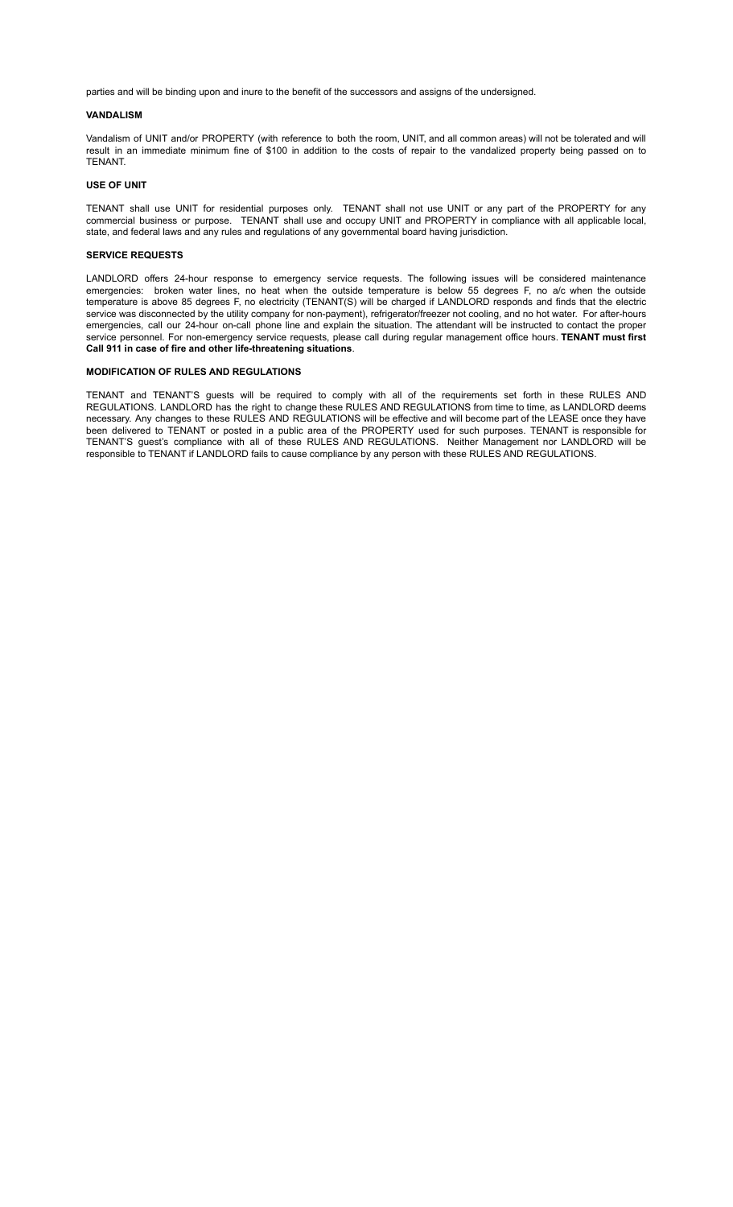parties and will be binding upon and inure to the benefit of the successors and assigns of the undersigned.

### VANDALISM

Vandalism of UNIT and/or PROPERTY (with reference to both the room, UNIT, and all common areas) will not be tolerated and will result in an immediate minimum fine of $100 in addition to the costs of repair to the vandalized property being passed on to TENANT.

### USE OF UNIT

TENANT shall use UNIT for residential purposes only. TENANT shall not use UNIT or any part of the PROPERTY for any commercial business or purpose. TENANT shall use and occupy UNIT and PROPERTY in compliance with all applicable local, state, and federal laws and any rules and regulations of any governmental board having jurisdiction.

### SERVICE REQUESTS

LANDLORD offers 24-hour response to emergency service requests. The following issues will be considered maintenance emergencies: broken water lines, no heat when the outside temperature is below 55 degrees F, no a/c when the outside temperature is above 85 degrees F, no electricity (TENANT(S) will be charged if LANDLORD responds and finds that the electric service was disconnected by the utility company for non-payment), refrigerator/freezer not cooling, and no hot water. For after-hours emergencies, call our 24-hour on-call phone line and explain the situation. The attendant will be instructed to contact the proper service personnel. For non-emergency service requests, please call during regular management office hours. **TENANT must first Call 911 in case of fire and other life-threatening situations**.

### MODIFICATION OF RULES AND REGULATIONS

TENANT and TENANT'S guests will be required to comply with all of the requirements set forth in these RULES AND REGULATIONS. LANDLORD has the right to change these RULES AND REGULATIONS from time to time, as LANDLORD deems necessary. Any changes to these RULES AND REGULATIONS will be effective and will become part of the LEASE once they have been delivered to TENANT or posted in a public area of the PROPERTY used for such purposes. TENANT is responsible for TENANT'S guest's compliance with all of these RULES AND REGULATIONS. Neither Management nor LANDLORD will be responsible to TENANT if LANDLORD fails to cause compliance by any person with these RULES AND REGULATIONS.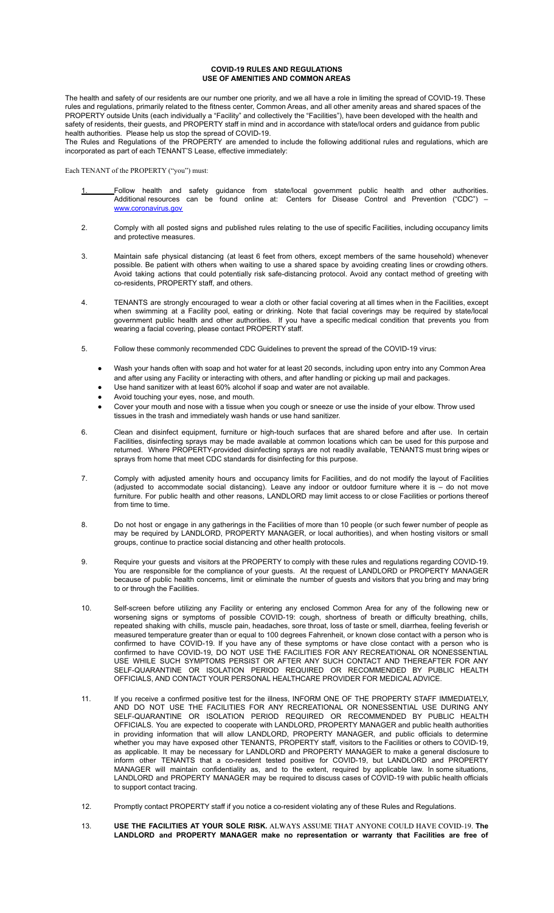**COVID-19 RULES AND REGULATIONS**
**USE OF AMENITIES AND COMMON AREAS**

The health and safety of our residents are our number one priority, and we all have a role in limiting the spread of COVID-19. These rules and regulations, primarily related to the fitness center, Common Areas, and all other amenity areas and shared spaces of the PROPERTY outside Units (each individually a "Facility" and collectively the "Facilities"), have been developed with the health and safety of residents, their guests, and PROPERTY staff in mind and in accordance with state/local orders and guidance from public health authorities. Please help us stop the spread of COVID-19.

The Rules and Regulations of the PROPERTY are amended to include the following additional rules and regulations, which are incorporated as part of each TENANT'S Lease, effective immediately:

Each TENANT of the PROPERTY ("you") must:

1. Follow health and safety guidance from state/local government public health and other authorities. Additional resources can be found online at: Centers for Disease Control and Prevention ("CDC") – www.coronavirus.gov

2. Comply with all posted signs and published rules relating to the use of specific Facilities, including occupancy limits and protective measures.

3. Maintain safe physical distancing (at least 6 feet from others, except members of the same household) whenever possible. Be patient with others when waiting to use a shared space by avoiding creating lines or crowding others. Avoid taking actions that could potentially risk safe-distancing protocol. Avoid any contact method of greeting with co-residents, PROPERTY staff, and others.

4. TENANTS are strongly encouraged to wear a cloth or other facial covering at all times when in the Facilities, except when swimming at a Facility pool, eating or drinking. Note that facial coverings may be required by state/local government public health and other authorities. If you have a specific medical condition that prevents you from wearing a facial covering, please contact PROPERTY staff.

5. Follow these commonly recommended CDC Guidelines to prevent the spread of the COVID-19 virus:

   - Wash your hands often with soap and hot water for at least 20 seconds, including upon entry into any Common Area and after using any Facility or interacting with others, and after handling or picking up mail and packages.
   - Use hand sanitizer with at least 60% alcohol if soap and water are not available.
   - Avoid touching your eyes, nose, and mouth.
   - Cover your mouth and nose with a tissue when you cough or sneeze or use the inside of your elbow. Throw used tissues in the trash and immediately wash hands or use hand sanitizer.

6. Clean and disinfect equipment, furniture or high-touch surfaces that are shared before and after use. In certain Facilities, disinfecting sprays may be made available at common locations which can be used for this purpose and returned. Where PROPERTY-provided disinfecting sprays are not readily available, TENANTS must bring wipes or sprays from home that meet CDC standards for disinfecting for this purpose.

7. Comply with adjusted amenity hours and occupancy limits for Facilities, and do not modify the layout of Facilities (adjusted to accommodate social distancing). Leave any indoor or outdoor furniture where it is – do not move furniture. For public health and other reasons, LANDLORD may limit access to or close Facilities or portions thereof from time to time.

8. Do not host or engage in any gatherings in the Facilities of more than 10 people (or such fewer number of people as may be required by LANDLORD, PROPERTY MANAGER, or local authorities), and when hosting visitors or small groups, continue to practice social distancing and other health protocols.

9. Require your guests and visitors at the PROPERTY to comply with these rules and regulations regarding COVID-19. You are responsible for the compliance of your guests. At the request of LANDLORD or PROPERTY MANAGER because of public health concerns, limit or eliminate the number of guests and visitors that you bring and may bring to or through the Facilities.

10. Self-screen before utilizing any Facility or entering any enclosed Common Area for any of the following new or worsening signs or symptoms of possible COVID-19: cough, shortness of breath or difficulty breathing, chills, repeated shaking with chills, muscle pain, headaches, sore throat, loss of taste or smell, diarrhea, feeling feverish or measured temperature greater than or equal to 100 degrees Fahrenheit, or known close contact with a person who is confirmed to have COVID-19. If you have any of these symptoms or have close contact with a person who is confirmed to have COVID-19, DO NOT USE THE FACILITIES FOR ANY RECREATIONAL OR NONESSENTIAL USE WHILE SUCH SYMPTOMS PERSIST OR AFTER ANY SUCH CONTACT AND THEREAFTER FOR ANY SELF-QUARANTINE OR ISOLATION PERIOD REQUIRED OR RECOMMENDED BY PUBLIC HEALTH OFFICIALS, AND CONTACT YOUR PERSONAL HEALTHCARE PROVIDER FOR MEDICAL ADVICE.

11. If you receive a confirmed positive test for the illness, INFORM ONE OF THE PROPERTY STAFF IMMEDIATELY, AND DO NOT USE THE FACILITIES FOR ANY RECREATIONAL OR NONESSENTIAL USE DURING ANY SELF-QUARANTINE OR ISOLATION PERIOD REQUIRED OR RECOMMENDED BY PUBLIC HEALTH OFFICIALS. You are expected to cooperate with LANDLORD, PROPERTY MANAGER and public health authorities in providing information that will allow LANDLORD, PROPERTY MANAGER, and public officials to determine whether you may have exposed other TENANTS, PROPERTY staff, visitors to the Facilities or others to COVID-19, as applicable. It may be necessary for LANDLORD and PROPERTY MANAGER to make a general disclosure to inform other TENANTS that a co-resident tested positive for COVID-19, but LANDLORD and PROPERTY MANAGER will maintain confidentiality as, and to the extent, required by applicable law. In some situations, LANDLORD and PROPERTY MANAGER may be required to discuss cases of COVID-19 with public health officials to support contact tracing.

12. Promptly contact PROPERTY staff if you notice a co-resident violating any of these Rules and Regulations.

13. **USE THE FACILITIES AT YOUR SOLE RISK.** ALWAYS ASSUME THAT ANYONE COULD HAVE COVID-19. **The LANDLORD and PROPERTY MANAGER make no representation or warranty that Facilities are free of**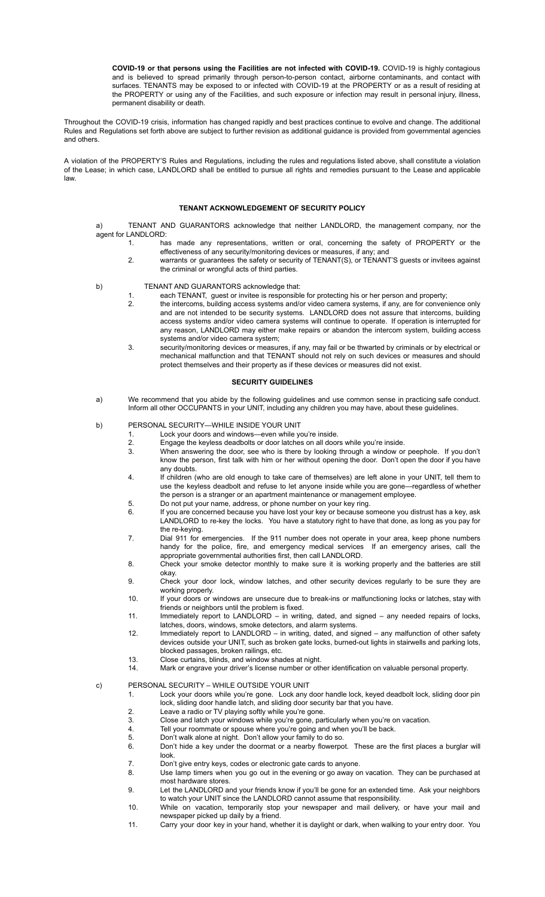**COVID-19 or that persons using the Facilities are not infected with COVID-19.** COVID-19 is highly contagious and is believed to spread primarily through person-to-person contact, airborne contaminants, and contact with surfaces. TENANTS may be exposed to or infected with COVID-19 at the PROPERTY or as a result of residing at the PROPERTY or using any of the Facilities, and such exposure or infection may result in personal injury, illness, permanent disability or death.

Throughout the COVID-19 crisis, information has changed rapidly and best practices continue to evolve and change. The additional Rules and Regulations set forth above are subject to further revision as additional guidance is provided from governmental agencies and others.

A violation of the PROPERTY'S Rules and Regulations, including the rules and regulations listed above, shall constitute a violation of the Lease; in which case, LANDLORD shall be entitled to pursue all rights and remedies pursuant to the Lease and applicable law.

## TENANT ACKNOWLEDGEMENT OF SECURITY POLICY

a) TENANT AND GUARANTORS acknowledge that neither LANDLORD, the management company, nor the agent for LANDLORD:

1. has made any representations, written or oral, concerning the safety of PROPERTY or the effectiveness of any security/monitoring devices or measures, if any; and
2. warrants or guarantees the safety or security of TENANT(S), or TENANT'S guests or invitees against the criminal or wrongful acts of third parties.

b) TENANT AND GUARANTORS acknowledge that:

1. each TENANT, guest or invitee is responsible for protecting his or her person and property;
2. the intercoms, building access systems and/or video camera systems, if any, are for convenience only and are not intended to be security systems. LANDLORD does not assure that intercoms, building access systems and/or video camera systems will continue to operate. If operation is interrupted for any reason, LANDLORD may either make repairs or abandon the intercom system, building access systems and/or video camera system;
3. security/monitoring devices or measures, if any, may fail or be thwarted by criminals or by electrical or mechanical malfunction and that TENANT should not rely on such devices or measures and should protect themselves and their property as if these devices or measures did not exist.

## SECURITY GUIDELINES

a) We recommend that you abide by the following guidelines and use common sense in practicing safe conduct. Inform all other OCCUPANTS in your UNIT, including any children you may have, about these guidelines.

b) PERSONAL SECURITY—WHILE INSIDE YOUR UNIT

1. Lock your doors and windows—even while you're inside.
2. Engage the keyless deadbolts or door latches on all doors while you're inside.
3. When answering the door, see who is there by looking through a window or peephole. If you don't know the person, first talk with him or her without opening the door. Don't open the door if you have any doubts.
4. If children (who are old enough to take care of themselves) are left alone in your UNIT, tell them to use the keyless deadbolt and refuse to let anyone inside while you are gone—regardless of whether the person is a stranger or an apartment maintenance or management employee.
5. Do not put your name, address, or phone number on your key ring.
6. If you are concerned because you have lost your key or because someone you distrust has a key, ask LANDLORD to re-key the locks. You have a statutory right to have that done, as long as you pay for the re-keying.
7. Dial 911 for emergencies. If the 911 number does not operate in your area, keep phone numbers handy for the police, fire, and emergency medical services If an emergency arises, call the appropriate governmental authorities first, then call LANDLORD.
8. Check your smoke detector monthly to make sure it is working properly and the batteries are still okay.
9. Check your door lock, window latches, and other security devices regularly to be sure they are working properly.
10. If your doors or windows are unsecure due to break-ins or malfunctioning locks or latches, stay with friends or neighbors until the problem is fixed.
11. Immediately report to LANDLORD – in writing, dated, and signed – any needed repairs of locks, latches, doors, windows, smoke detectors, and alarm systems.
12. Immediately report to LANDLORD – in writing, dated, and signed – any malfunction of other safety devices outside your UNIT, such as broken gate locks, burned-out lights in stairwells and parking lots, blocked passages, broken railings, etc.
13. Close curtains, blinds, and window shades at night.
14. Mark or engrave your driver's license number or other identification on valuable personal property.

c) PERSONAL SECURITY – WHILE OUTSIDE YOUR UNIT

1. Lock your doors while you're gone. Lock any door handle lock, keyed deadbolt lock, sliding door pin lock, sliding door handle latch, and sliding door security bar that you have.
2. Leave a radio or TV playing softly while you're gone.
3. Close and latch your windows while you're gone, particularly when you're on vacation.
4. Tell your roommate or spouse where you're going and when you'll be back.
5. Don't walk alone at night. Don't allow your family to do so.
6. Don't hide a key under the doormat or a nearby flowerpot. These are the first places a burglar will look.
7. Don't give entry keys, codes or electronic gate cards to anyone.
8. Use lamp timers when you go out in the evening or go away on vacation. They can be purchased at most hardware stores.
9. Let the LANDLORD and your friends know if you'll be gone for an extended time. Ask your neighbors to watch your UNIT since the LANDLORD cannot assume that responsibility.
10. While on vacation, temporarily stop your newspaper and mail delivery, or have your mail and newspaper picked up daily by a friend.
11. Carry your door key in your hand, whether it is daylight or dark, when walking to your entry door. You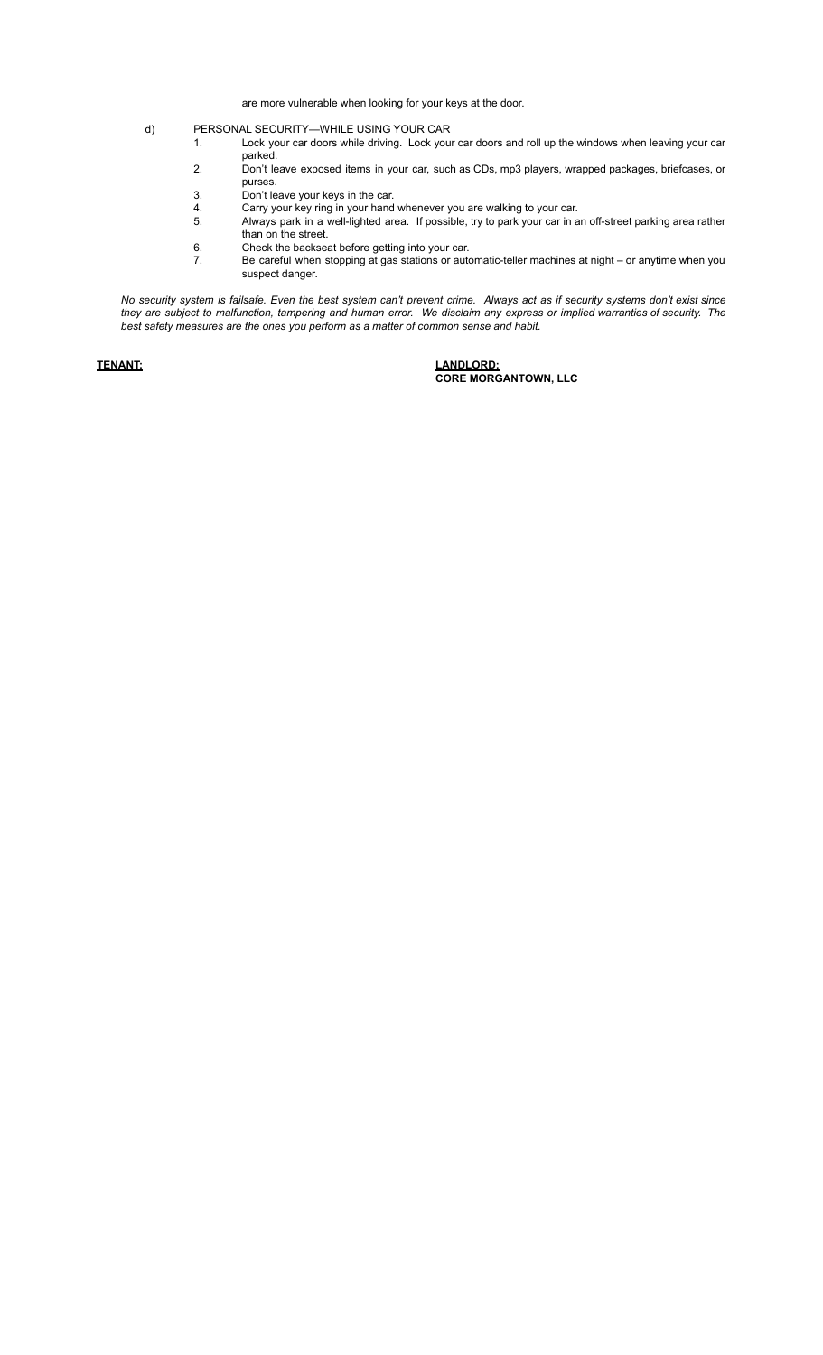are more vulnerable when looking for your keys at the door.

d) PERSONAL SECURITY—WHILE USING YOUR CAR

1. Lock your car doors while driving. Lock your car doors and roll up the windows when leaving your car parked.
2. Don't leave exposed items in your car, such as CDs, mp3 players, wrapped packages, briefcases, or purses.
3. Don't leave your keys in the car.
4. Carry your key ring in your hand whenever you are walking to your car.
5. Always park in a well-lighted area. If possible, try to park your car in an off-street parking area rather than on the street.
6. Check the backseat before getting into your car.
7. Be careful when stopping at gas stations or automatic-teller machines at night – or anytime when you suspect danger.

*No security system is failsafe. Even the best system can't prevent crime. Always act as if security systems don't exist since they are subject to malfunction, tampering and human error. We disclaim any express or implied warranties of security. The best safety measures are the ones you perform as a matter of common sense and habit.*

**TENANT:**

**LANDLORD:**
**CORE MORGANTOWN, LLC**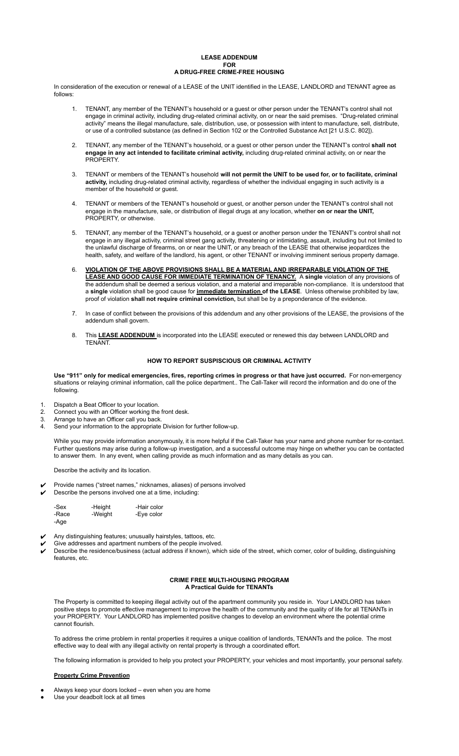# LEASE ADDENDUM
# FOR
# A DRUG-FREE CRIME-FREE HOUSING

In consideration of the execution or renewal of a LEASE of the UNIT identified in the LEASE, LANDLORD and TENANT agree as follows:

1. TENANT, any member of the TENANT's household or a guest or other person under the TENANT's control shall not engage in criminal activity, including drug-related criminal activity, on or near the said premises. "Drug-related criminal activity" means the illegal manufacture, sale, distribution, use, or possession with intent to manufacture, sell, distribute, or use of a controlled substance (as defined in Section 102 or the Controlled Substance Act [21 U.S.C. 802]).

2. TENANT, any member of the TENANT's household, or a guest or other person under the TENANT's control **shall not engage in any act intended to facilitate criminal activity,** including drug-related criminal activity, on or near the PROPERTY.

3. TENANT or members of the TENANT's household **will not permit the UNIT to be used for, or to facilitate, criminal activity,** including drug-related criminal activity, regardless of whether the individual engaging in such activity is a member of the household or guest.

4. TENANT or members of the TENANT's household or guest, or another person under the TENANT's control shall not engage in the manufacture, sale, or distribution of illegal drugs at any location, whether **on or near the UNIT,** PROPERTY, or otherwise.

5. TENANT, any member of the TENANT's household, or a guest or another person under the TENANT's control shall not engage in any illegal activity, criminal street gang activity, threatening or intimidating, assault, including but not limited to the unlawful discharge of firearms, on or near the UNIT, or any breach of the LEASE that otherwise jeopardizes the health, safety, and welfare of the landlord, his agent, or other TENANT or involving imminent serious property damage.

6. **VIOLATION OF THE ABOVE PROVISIONS SHALL BE A MATERIAL AND IRREPARABLE VIOLATION OF THE LEASE AND GOOD CAUSE FOR IMMEDIATE TERMINATION OF TENANCY.** A **single** violation of any provisions of the addendum shall be deemed a serious violation, and a material and irreparable non-compliance. It is understood that a **single** violation shall be good cause for **immediate termination of the LEASE**. Unless otherwise prohibited by law, proof of violation **shall not require criminal conviction,** but shall be by a preponderance of the evidence.

7. In case of conflict between the provisions of this addendum and any other provisions of the LEASE, the provisions of the addendum shall govern.

8. This **LEASE ADDENDUM** is incorporated into the LEASE executed or renewed this day between LANDLORD and TENANT.

## HOW TO REPORT SUSPICIOUS OR CRIMINAL ACTIVITY

**Use "911" only for medical emergencies, fires, reporting crimes in progress or that have just occurred.** For non-emergency situations or relaying criminal information, call the police department.. The Call-Taker will record the information and do one of the following.

1. Dispatch a Beat Officer to your location.
2. Connect you with an Officer working the front desk.
3. Arrange to have an Officer call you back.
4. Send your information to the appropriate Division for further follow-up.

While you may provide information anonymously, it is more helpful if the Call-Taker has your name and phone number for re-contact. Further questions may arise during a follow-up investigation, and a successful outcome may hinge on whether you can be contacted to answer them. In any event, when calling provide as much information and as many details as you can.

Describe the activity and its location.

- ✔ Provide names ("street names," nicknames, aliases) of persons involved
- ✔ Describe the persons involved one at a time, including:

  -Sex -Height -Hair color
  -Race -Weight -Eye color
  -Age

- ✔ Any distinguishing features; unusually hairstyles, tattoos, etc.
- ✔ Give addresses and apartment numbers of the people involved.
- ✔ Describe the residence/business (actual address if known), which side of the street, which corner, color of building, distinguishing features, etc.

## CRIME FREE MULTI-HOUSING PROGRAM
## A Practical Guide for TENANTs

The Property is committed to keeping illegal activity out of the apartment community you reside in. Your LANDLORD has taken positive steps to promote effective management to improve the health of the community and the quality of life for all TENANTs in your PROPERTY. Your LANDLORD has implemented positive changes to develop an environment where the potential crime cannot flourish.

To address the crime problem in rental properties it requires a unique coalition of landlords, TENANTs and the police. The most effective way to deal with any illegal activity on rental property is through a coordinated effort.

The following information is provided to help you protect your PROPERTY, your vehicles and most importantly, your personal safety.

### Property Crime Prevention

- Always keep your doors locked – even when you are home
- Use your deadbolt lock at all times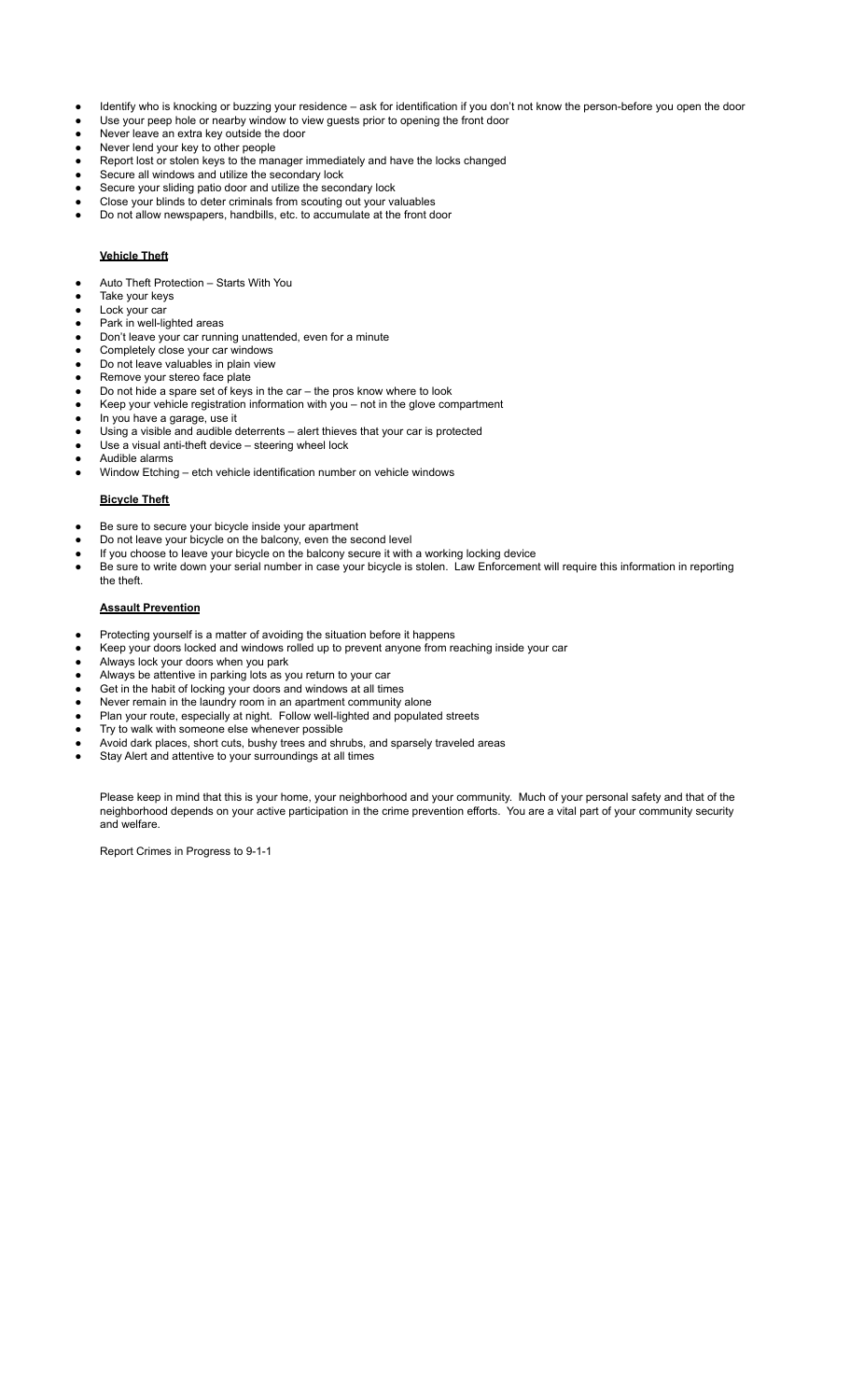- Identify who is knocking or buzzing your residence – ask for identification if you don't not know the person-before you open the door
- Use your peep hole or nearby window to view guests prior to opening the front door
- Never leave an extra key outside the door
- Never lend your key to other people
- Report lost or stolen keys to the manager immediately and have the locks changed
- Secure all windows and utilize the secondary lock
- Secure your sliding patio door and utilize the secondary lock
- Close your blinds to deter criminals from scouting out your valuables
- Do not allow newspapers, handbills, etc. to accumulate at the front door

**Vehicle Theft**

- Auto Theft Protection – Starts With You
- Take your keys
- Lock your car
- Park in well-lighted areas
- Don't leave your car running unattended, even for a minute
- Completely close your car windows
- Do not leave valuables in plain view
- Remove your stereo face plate
- Do not hide a spare set of keys in the car – the pros know where to look
- Keep your vehicle registration information with you – not in the glove compartment
- In you have a garage, use it
- Using a visible and audible deterrents – alert thieves that your car is protected
- Use a visual anti-theft device – steering wheel lock
- Audible alarms
- Window Etching – etch vehicle identification number on vehicle windows

**Bicycle Theft**

- Be sure to secure your bicycle inside your apartment
- Do not leave your bicycle on the balcony, even the second level
- If you choose to leave your bicycle on the balcony secure it with a working locking device
- Be sure to write down your serial number in case your bicycle is stolen. Law Enforcement will require this information in reporting the theft.

**Assault Prevention**

- Protecting yourself is a matter of avoiding the situation before it happens
- Keep your doors locked and windows rolled up to prevent anyone from reaching inside your car
- Always lock your doors when you park
- Always be attentive in parking lots as you return to your car
- Get in the habit of locking your doors and windows at all times
- Never remain in the laundry room in an apartment community alone
- Plan your route, especially at night. Follow well-lighted and populated streets
- Try to walk with someone else whenever possible
- Avoid dark places, short cuts, bushy trees and shrubs, and sparsely traveled areas
- Stay Alert and attentive to your surroundings at all times

Please keep in mind that this is your home, your neighborhood and your community. Much of your personal safety and that of the neighborhood depends on your active participation in the crime prevention efforts. You are a vital part of your community security and welfare.

Report Crimes in Progress to 9-1-1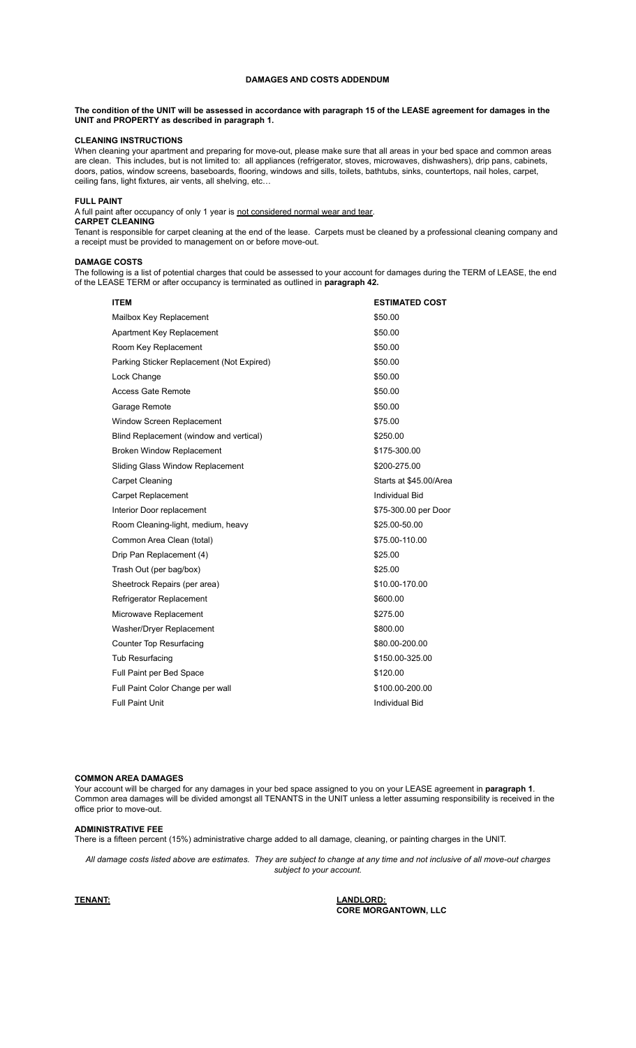# DAMAGES AND COSTS ADDENDUM

**The condition of the UNIT will be assessed in accordance with paragraph 15 of the LEASE agreement for damages in the UNIT and PROPERTY as described in paragraph 1.**

**CLEANING INSTRUCTIONS**

When cleaning your apartment and preparing for move-out, please make sure that all areas in your bed space and common areas are clean. This includes, but is not limited to: all appliances (refrigerator, stoves, microwaves, dishwashers), drip pans, cabinets, doors, patios, window screens, baseboards, flooring, windows and sills, toilets, bathtubs, sinks, countertops, nail holes, carpet, ceiling fans, light fixtures, air vents, all shelving, etc…

**FULL PAINT**

A full paint after occupancy of only 1 year is <u>not considered normal wear and tear</u>.

**CARPET CLEANING**

Tenant is responsible for carpet cleaning at the end of the lease. Carpets must be cleaned by a professional cleaning company and a receipt must be provided to management on or before move-out.

**DAMAGE COSTS**

The following is a list of potential charges that could be assessed to your account for damages during the TERM of LEASE, the end of the LEASE TERM or after occupancy is terminated as outlined in **paragraph 42.**

| ITEM | ESTIMATED COST |
|---|---|
| Mailbox Key Replacement | $50.00 |
| Apartment Key Replacement | $50.00 |
| Room Key Replacement | $50.00 |
| Parking Sticker Replacement (Not Expired) | $50.00 |
| Lock Change | $50.00 |
| Access Gate Remote | $50.00 |
| Garage Remote | $50.00 |
| Window Screen Replacement | $75.00 |
| Blind Replacement (window and vertical) | $250.00 |
| Broken Window Replacement | $175-300.00 |
| Sliding Glass Window Replacement | $200-275.00 |
| Carpet Cleaning | Starts at $45.00/Area |
| Carpet Replacement | Individual Bid |
| Interior Door replacement | $75-300.00 per Door |
| Room Cleaning-light, medium, heavy | $25.00-50.00 |
| Common Area Clean (total) | $75.00-110.00 |
| Drip Pan Replacement (4) | $25.00 |
| Trash Out (per bag/box) | $25.00 |
| Sheetrock Repairs (per area) | $10.00-170.00 |
| Refrigerator Replacement | $600.00 |
| Microwave Replacement | $275.00 |
| Washer/Dryer Replacement | $800.00 |
| Counter Top Resurfacing | $80.00-200.00 |
| Tub Resurfacing | $150.00-325.00 |
| Full Paint per Bed Space | $120.00 |
| Full Paint Color Change per wall | $100.00-200.00 |
| Full Paint Unit | Individual Bid |

**COMMON AREA DAMAGES**

Your account will be charged for any damages in your bed space assigned to you on your LEASE agreement in **paragraph 1**. Common area damages will be divided amongst all TENANTS in the UNIT unless a letter assuming responsibility is received in the office prior to move-out.

**ADMINISTRATIVE FEE**

There is a fifteen percent (15%) administrative charge added to all damage, cleaning, or painting charges in the UNIT.

*All damage costs listed above are estimates. They are subject to change at any time and not inclusive of all move-out charges subject to your account.*

**<u>TENANT:</u>**

**<u>LANDLORD:</u>**
**CORE MORGANTOWN, LLC**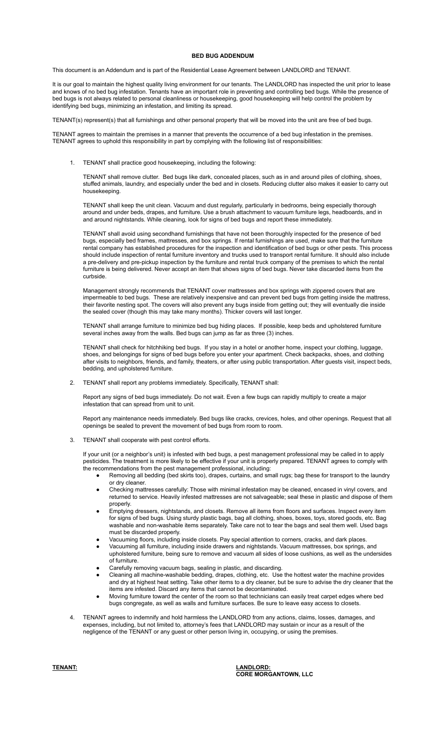**BED BUG ADDENDUM**

This document is an Addendum and is part of the Residential Lease Agreement between LANDLORD and TENANT.

It is our goal to maintain the highest quality living environment for our tenants. The LANDLORD has inspected the unit prior to lease and knows of no bed bug infestation. Tenants have an important role in preventing and controlling bed bugs. While the presence of bed bugs is not always related to personal cleanliness or housekeeping, good housekeeping will help control the problem by identifying bed bugs, minimizing an infestation, and limiting its spread.

TENANT(s) represent(s) that all furnishings and other personal property that will be moved into the unit are free of bed bugs.

TENANT agrees to maintain the premises in a manner that prevents the occurrence of a bed bug infestation in the premises. TENANT agrees to uphold this responsibility in part by complying with the following list of responsibilities:

1. TENANT shall practice good housekeeping, including the following:

   TENANT shall remove clutter. Bed bugs like dark, concealed places, such as in and around piles of clothing, shoes, stuffed animals, laundry, and especially under the bed and in closets. Reducing clutter also makes it easier to carry out housekeeping.

   TENANT shall keep the unit clean. Vacuum and dust regularly, particularly in bedrooms, being especially thorough around and under beds, drapes, and furniture. Use a brush attachment to vacuum furniture legs, headboards, and in and around nightstands. While cleaning, look for signs of bed bugs and report these immediately.

   TENANT shall avoid using secondhand furnishings that have not been thoroughly inspected for the presence of bed bugs, especially bed frames, mattresses, and box springs. If rental furnishings are used, make sure that the furniture rental company has established procedures for the inspection and identification of bed bugs or other pests. This process should include inspection of rental furniture inventory and trucks used to transport rental furniture. It should also include a pre-delivery and pre-pickup inspection by the furniture and rental truck company of the premises to which the rental furniture is being delivered. Never accept an item that shows signs of bed bugs. Never take discarded items from the curbside.

   Management strongly recommends that TENANT cover mattresses and box springs with zippered covers that are impermeable to bed bugs. These are relatively inexpensive and can prevent bed bugs from getting inside the mattress, their favorite nesting spot. The covers will also prevent any bugs inside from getting out; they will eventually die inside the sealed cover (though this may take many months). Thicker covers will last longer.

   TENANT shall arrange furniture to minimize bed bug hiding places. If possible, keep beds and upholstered furniture several inches away from the walls. Bed bugs can jump as far as three (3) inches.

   TENANT shall check for hitchhiking bed bugs. If you stay in a hotel or another home, inspect your clothing, luggage, shoes, and belongings for signs of bed bugs before you enter your apartment. Check backpacks, shoes, and clothing after visits to neighbors, friends, and family, theaters, or after using public transportation. After guests visit, inspect beds, bedding, and upholstered furniture.

2. TENANT shall report any problems immediately. Specifically, TENANT shall:

   Report any signs of bed bugs immediately. Do not wait. Even a few bugs can rapidly multiply to create a major infestation that can spread from unit to unit.

   Report any maintenance needs immediately. Bed bugs like cracks, crevices, holes, and other openings. Request that all openings be sealed to prevent the movement of bed bugs from room to room.

3. TENANT shall cooperate with pest control efforts.

   If your unit (or a neighbor's unit) is infested with bed bugs, a pest management professional may be called in to apply pesticides. The treatment is more likely to be effective if your unit is properly prepared. TENANT agrees to comply with the recommendations from the pest management professional, including:

   - Removing all bedding (bed skirts too), drapes, curtains, and small rugs; bag these for transport to the laundry or dry cleaner.
   - Checking mattresses carefully: Those with minimal infestation may be cleaned, encased in vinyl covers, and returned to service. Heavily infested mattresses are not salvageable; seal these in plastic and dispose of them properly.
   - Emptying dressers, nightstands, and closets. Remove all items from floors and surfaces. Inspect every item for signs of bed bugs. Using sturdy plastic bags, bag all clothing, shoes, boxes, toys, stored goods, etc. Bag washable and non-washable items separately. Take care not to tear the bags and seal them well. Used bags must be discarded properly.
   - Vacuuming floors, including inside closets. Pay special attention to corners, cracks, and dark places.
   - Vacuuming all furniture, including inside drawers and nightstands. Vacuum mattresses, box springs, and upholstered furniture, being sure to remove and vacuum all sides of loose cushions, as well as the undersides of furniture.
   - Carefully removing vacuum bags, sealing in plastic, and discarding.
   - Cleaning all machine-washable bedding, drapes, clothing, etc. Use the hottest water the machine provides and dry at highest heat setting. Take other items to a dry cleaner, but be sure to advise the dry cleaner that the items are infested. Discard any items that cannot be decontaminated.
   - Moving furniture toward the center of the room so that technicians can easily treat carpet edges where bed bugs congregate, as well as walls and furniture surfaces. Be sure to leave easy access to closets.

4. TENANT agrees to indemnify and hold harmless the LANDLORD from any actions, claims, losses, damages, and expenses, including, but not limited to, attorney's fees that LANDLORD may sustain or incur as a result of the negligence of the TENANT or any guest or other person living in, occupying, or using the premises.

**TENANT:**

**LANDLORD:**
**CORE MORGANTOWN, LLC**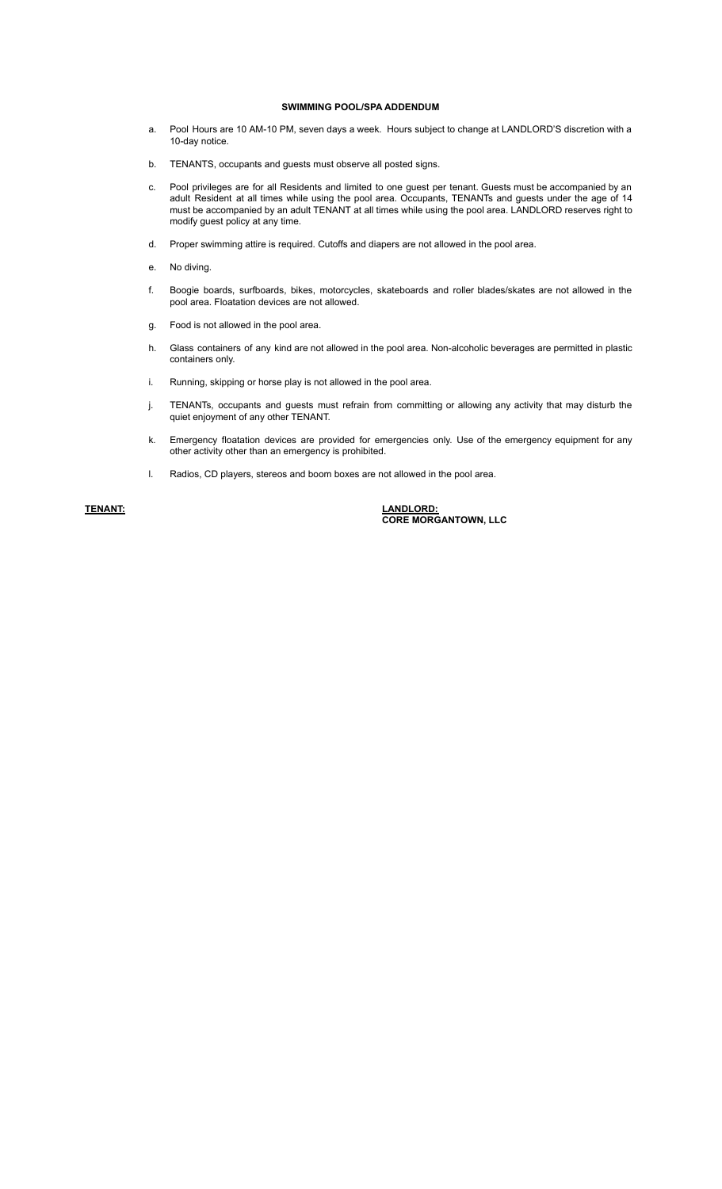**SWIMMING POOL/SPA ADDENDUM**

a. Pool Hours are 10 AM-10 PM, seven days a week. Hours subject to change at LANDLORD'S discretion with a 10-day notice.

b. TENANTS, occupants and guests must observe all posted signs.

c. Pool privileges are for all Residents and limited to one guest per tenant. Guests must be accompanied by an adult Resident at all times while using the pool area. Occupants, TENANTs and guests under the age of 14 must be accompanied by an adult TENANT at all times while using the pool area. LANDLORD reserves right to modify guest policy at any time.

d. Proper swimming attire is required. Cutoffs and diapers are not allowed in the pool area.

e. No diving.

f. Boogie boards, surfboards, bikes, motorcycles, skateboards and roller blades/skates are not allowed in the pool area. Floatation devices are not allowed.

g. Food is not allowed in the pool area.

h. Glass containers of any kind are not allowed in the pool area. Non-alcoholic beverages are permitted in plastic containers only.

i. Running, skipping or horse play is not allowed in the pool area.

j. TENANTs, occupants and guests must refrain from committing or allowing any activity that may disturb the quiet enjoyment of any other TENANT.

k. Emergency floatation devices are provided for emergencies only. Use of the emergency equipment for any other activity other than an emergency is prohibited.

l. Radios, CD players, stereos and boom boxes are not allowed in the pool area.

**TENANT:**

**LANDLORD:**
**CORE MORGANTOWN, LLC**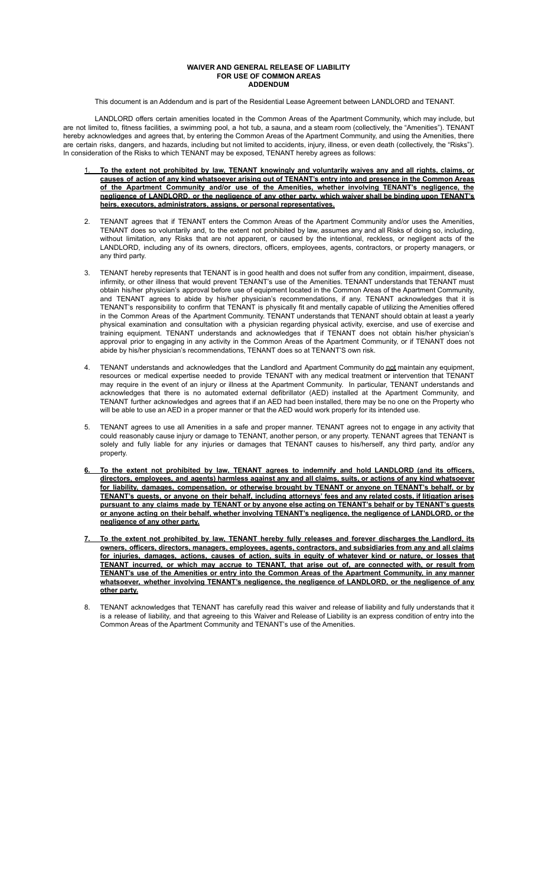**WAIVER AND GENERAL RELEASE OF LIABILITY**
**FOR USE OF COMMON AREAS**
**ADDENDUM**

This document is an Addendum and is part of the Residential Lease Agreement between LANDLORD and TENANT.

LANDLORD offers certain amenities located in the Common Areas of the Apartment Community, which may include, but are not limited to, fitness facilities, a swimming pool, a hot tub, a sauna, and a steam room (collectively, the "Amenities"). TENANT hereby acknowledges and agrees that, by entering the Common Areas of the Apartment Community, and using the Amenities, there are certain risks, dangers, and hazards, including but not limited to accidents, injury, illness, or even death (collectively, the "Risks"). In consideration of the Risks to which TENANT may be exposed, TENANT hereby agrees as follows:

1. **To the extent not prohibited by law, TENANT knowingly and voluntarily waives any and all rights, claims, or causes of action of any kind whatsoever arising out of TENANT's entry into and presence in the Common Areas of the Apartment Community and/or use of the Amenities, whether involving TENANT's negligence, the negligence of LANDLORD, or the negligence of any other party, which waiver shall be binding upon TENANT's heirs, executors, administrators, assigns, or personal representatives.**

2. TENANT agrees that if TENANT enters the Common Areas of the Apartment Community and/or uses the Amenities, TENANT does so voluntarily and, to the extent not prohibited by law, assumes any and all Risks of doing so, including, without limitation, any Risks that are not apparent, or caused by the intentional, reckless, or negligent acts of the LANDLORD, including any of its owners, directors, officers, employees, agents, contractors, or property managers, or any third party.

3. TENANT hereby represents that TENANT is in good health and does not suffer from any condition, impairment, disease, infirmity, or other illness that would prevent TENANT's use of the Amenities. TENANT understands that TENANT must obtain his/her physician's approval before use of equipment located in the Common Areas of the Apartment Community, and TENANT agrees to abide by his/her physician's recommendations, if any. TENANT acknowledges that it is TENANT's responsibility to confirm that TENANT is physically fit and mentally capable of utilizing the Amenities offered in the Common Areas of the Apartment Community. TENANT understands that TENANT should obtain at least a yearly physical examination and consultation with a physician regarding physical activity, exercise, and use of exercise and training equipment. TENANT understands and acknowledges that if TENANT does not obtain his/her physician's approval prior to engaging in any activity in the Common Areas of the Apartment Community, or if TENANT does not abide by his/her physician's recommendations, TENANT does so at TENANT'S own risk.

4. TENANT understands and acknowledges that the Landlord and Apartment Community do not maintain any equipment, resources or medical expertise needed to provide TENANT with any medical treatment or intervention that TENANT may require in the event of an injury or illness at the Apartment Community. In particular, TENANT understands and acknowledges that there is no automated external defibrillator (AED) installed at the Apartment Community, and TENANT further acknowledges and agrees that if an AED had been installed, there may be no one on the Property who will be able to use an AED in a proper manner or that the AED would work properly for its intended use.

5. TENANT agrees to use all Amenities in a safe and proper manner. TENANT agrees not to engage in any activity that could reasonably cause injury or damage to TENANT, another person, or any property. TENANT agrees that TENANT is solely and fully liable for any injuries or damages that TENANT causes to his/herself, any third party, and/or any property.

6. **To the extent not prohibited by law, TENANT agrees to indemnify and hold LANDLORD (and its officers, directors, employees, and agents) harmless against any and all claims, suits, or actions of any kind whatsoever for liability, damages, compensation, or otherwise brought by TENANT or anyone on TENANT's behalf, or by TENANT's guests, or anyone on their behalf, including attorneys' fees and any related costs, if litigation arises pursuant to any claims made by TENANT or by anyone else acting on TENANT's behalf or by TENANT's guests or anyone acting on their behalf, whether involving TENANT's negligence, the negligence of LANDLORD, or the negligence of any other party.**

7. **To the extent not prohibited by law, TENANT hereby fully releases and forever discharges the Landlord, its owners, officers, directors, managers, employees, agents, contractors, and subsidiaries from any and all claims for injuries, damages, actions, causes of action, suits in equity of whatever kind or nature, or losses that TENANT incurred, or which may accrue to TENANT, that arise out of, are connected with, or result from TENANT's use of the Amenities or entry into the Common Areas of the Apartment Community, in any manner whatsoever, whether involving TENANT's negligence, the negligence of LANDLORD, or the negligence of any other party.**

8. TENANT acknowledges that TENANT has carefully read this waiver and release of liability and fully understands that it is a release of liability, and that agreeing to this Waiver and Release of Liability is an express condition of entry into the Common Areas of the Apartment Community and TENANT's use of the Amenities.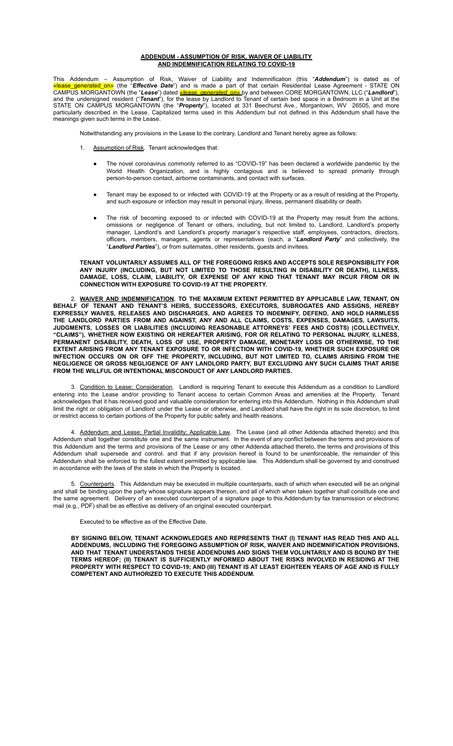**ADDENDUM - ASSUMPTION OF RISK, WAIVER OF LIABILITY AND INDEMNIFICATION RELATING TO COVID-19**

This Addendum – Assumption of Risk, Waiver of Liability and Indemnification (this "***Addendum***") is dated as of «lease_generated_on» (the "***Effective Date***") and is made a part of that certain Residential Lease Agreement - STATE ON CAMPUS MORGANTOWN (the "***Lease***") dated ***«lease_generated_on»*** by and between CORE MORGANTOWN, LLC ("***Landlord***"), and the undersigned resident ("***Tenant***"), for the lease by Landlord to Tenant of certain bed space in a Bedroom in a Unit at the STATE ON CAMPUS MORGANTOWN (the "***Property***"), located at 331 Beechurst Ave., Morgantown, WV 26505, and more particularly described in the Lease. Capitalized terms used in this Addendum but not defined in this Addendum shall have the meanings given such terms in the Lease.

Notwithstanding any provisions in the Lease to the contrary, Landlord and Tenant hereby agree as follows:

1. Assumption of Risk. Tenant acknowledges that:

- The novel coronavirus commonly referred to as "COVID-19" has been declared a worldwide pandemic by the World Health Organization, and is highly contagious and is believed to spread primarily through person-to-person contact, airborne contaminants, and contact with surfaces.
- Tenant may be exposed to or infected with COVID-19 at the Property or as a result of residing at the Property, and such exposure or infection may result in personal injury, illness, permanent disability or death.
- The risk of becoming exposed to or infected with COVID-19 at the Property may result from the actions, omissions or negligence of Tenant or others, including, but not limited to, Landlord, Landlord's property manager, Landlord's and Landlord's property manager's respective staff, employees, contractors, directors, officers, members, managers, agents or representatives (each, a "***Landlord Party***" and collectively, the "***Landlord Parties***"), or from suitemates, other residents, guests and invitees.

**TENANT VOLUNTARILY ASSUMES ALL OF THE FOREGOING RISKS AND ACCEPTS SOLE RESPONSIBILITY FOR ANY INJURY (INCLUDING, BUT NOT LIMITED TO THOSE RESULTING IN DISABILITY OR DEATH), ILLNESS, DAMAGE, LOSS, CLAIM, LIABILITY, OR EXPENSE OF ANY KIND THAT TENANT MAY INCUR FROM OR IN CONNECTION WITH EXPOSURE TO COVID-19 AT THE PROPERTY.**

2. **WAIVER AND INDEMNIFICATION. TO THE MAXIMUM EXTENT PERMITTED BY APPLICABLE LAW, TENANT, ON BEHALF OF TENANT AND TENANT'S HEIRS, SUCCESSORS, EXECUTORS, SUBROGATES AND ASSIGNS, HEREBY EXPRESSLY WAIVES, RELEASES AND DISCHARGES, AND AGREES TO INDEMNIFY, DEFEND, AND HOLD HARMLESS THE LANDLORD PARTIES FROM AND AGAINST, ANY AND ALL CLAIMS, COSTS, EXPENSES, DAMAGES, LAWSUITS, JUDGMENTS, LOSSES OR LIABILITIES (INCLUDING REASONABLE ATTORNEYS' FEES AND COSTS) (COLLECTIVELY, "CLAIMS"), WHETHER NOW EXISTING OR HEREAFTER ARISING, FOR OR RELATING TO PERSONAL INJURY, ILLNESS, PERMANENT DISABILITY, DEATH, LOSS OF USE, PROPERTY DAMAGE, MONETARY LOSS OR OTHERWISE, TO THE EXTENT ARISING FROM ANY TENANT EXPOSURE TO OR INFECTION WITH COVID-19, WHETHER SUCH EXPOSURE OR INFECTION OCCURS ON OR OFF THE PROPERTY, INCLUDING, BUT NOT LIMITED TO, CLAIMS ARISING FROM THE NEGLIGENCE OR GROSS NEGLIGENCE OF ANY LANDLORD PARTY, BUT EXCLUDING ANY SUCH CLAIMS THAT ARISE FROM THE WILLFUL OR INTENTIONAL MISCONDUCT OF ANY LANDLORD PARTIES.**

3. Condition to Lease; Consideration. Landlord is requiring Tenant to execute this Addendum as a condition to Landlord entering into the Lease and/or providing to Tenant access to certain Common Areas and amenities at the Property. Tenant acknowledges that it has received good and valuable consideration for entering into this Addendum. Nothing in this Addendum shall limit the right or obligation of Landlord under the Lease or otherwise, and Landlord shall have the right in its sole discretion, to limit or restrict access to certain portions of the Property for public safety and health reasons.

4. Addendum and Lease; Partial Invalidity; Applicable Law. The Lease (and all other Addenda attached thereto) and this Addendum shall together constitute one and the same instrument. In the event of any conflict between the terms and provisions of this Addendum and the terms and provisions of the Lease or any other Addenda attached thereto, the terms and provisions of this Addendum shall supersede and control. and that if any provision hereof is found to be unenforceable, the remainder of this Addendum shall be enforced to the fullest extent permitted by applicable law. This Addendum shall be governed by and construed in accordance with the laws of the state in which the Property is located.

5. Counterparts. This Addendum may be executed in multiple counterparts, each of which when executed will be an original and shall be binding upon the party whose signature appears thereon, and all of which when taken together shall constitute one and the same agreement. Delivery of an executed counterpart of a signature page to this Addendum by fax transmission or electronic mail (e.g., PDF) shall be as effective as delivery of an original executed counterpart.

Executed to be effective as of the Effective Date.

**BY SIGNING BELOW, TENANT ACKNOWLEDGES AND REPRESENTS THAT (I) TENANT HAS READ THIS AND ALL ADDENDUMS, INCLUDING THE FOREGOING ASSUMPTION OF RISK, WAIVER AND INDEMNIFICATION PROVISIONS, AND THAT TENANT UNDERSTANDS THESE ADDENDUMS AND SIGNS THEM VOLUNTARILY AND IS BOUND BY THE TERMS HEREOF; (II) TENANT IS SUFFICIENTLY INFORMED ABOUT THE RISKS INVOLVED IN RESIDING AT THE PROPERTY WITH RESPECT TO COVID-19; AND (III) TENANT IS AT LEAST EIGHTEEN YEARS OF AGE AND IS FULLY COMPETENT AND AUTHORIZED TO EXECUTE THIS ADDENDUM.**